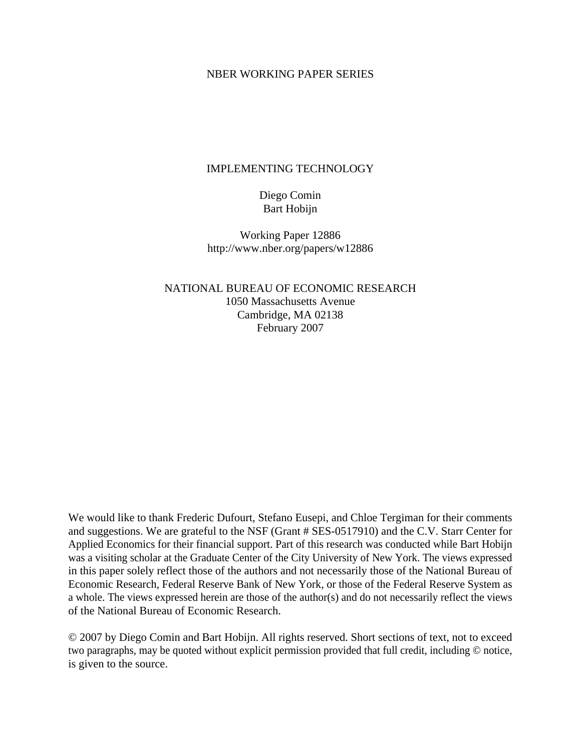NBER WORKING PAPER SERIES

# IMPLEMENTING TECHNOLOGY

Diego Comin
Bart Hobijn

Working Paper 12886
http://www.nber.org/papers/w12886

NATIONAL BUREAU OF ECONOMIC RESEARCH
1050 Massachusetts Avenue
Cambridge, MA 02138
February 2007

We would like to thank Frederic Dufourt, Stefano Eusepi, and Chloe Tergiman for their comments and suggestions. We are grateful to the NSF (Grant # SES-0517910) and the C.V. Starr Center for Applied Economics for their financial support. Part of this research was conducted while Bart Hobijn was a visiting scholar at the Graduate Center of the City University of New York. The views expressed in this paper solely reflect those of the authors and not necessarily those of the National Bureau of Economic Research, Federal Reserve Bank of New York, or those of the Federal Reserve System as a whole. The views expressed herein are those of the author(s) and do not necessarily reflect the views of the National Bureau of Economic Research.

© 2007 by Diego Comin and Bart Hobijn. All rights reserved. Short sections of text, not to exceed two paragraphs, may be quoted without explicit permission provided that full credit, including © notice, is given to the source.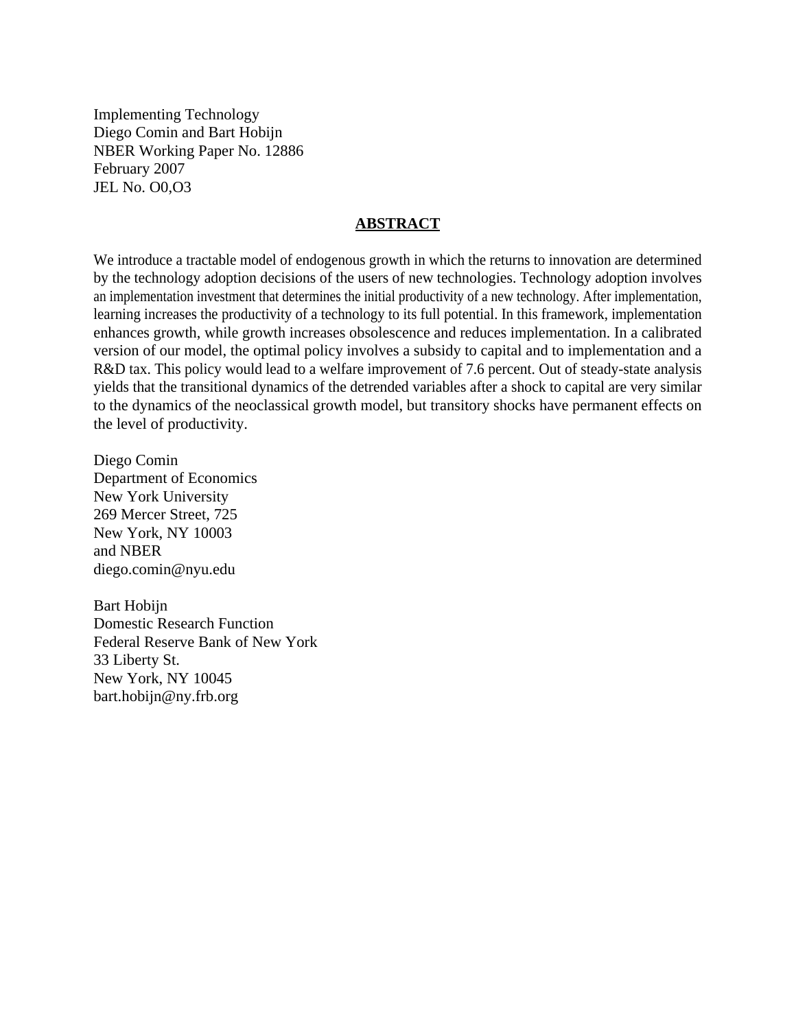Implementing Technology
Diego Comin and Bart Hobijn
NBER Working Paper No. 12886
February 2007
JEL No. O0,O3

## ABSTRACT

We introduce a tractable model of endogenous growth in which the returns to innovation are determined by the technology adoption decisions of the users of new technologies. Technology adoption involves an implementation investment that determines the initial productivity of a new technology. After implementation, learning increases the productivity of a technology to its full potential. In this framework, implementation enhances growth, while growth increases obsolescence and reduces implementation. In a calibrated version of our model, the optimal policy involves a subsidy to capital and to implementation and a R&D tax. This policy would lead to a welfare improvement of 7.6 percent. Out of steady-state analysis yields that the transitional dynamics of the detrended variables after a shock to capital are very similar to the dynamics of the neoclassical growth model, but transitory shocks have permanent effects on the level of productivity.

Diego Comin
Department of Economics
New York University
269 Mercer Street, 725
New York, NY 10003
and NBER
diego.comin@nyu.edu

Bart Hobijn
Domestic Research Function
Federal Reserve Bank of New York
33 Liberty St.
New York, NY 10045
bart.hobijn@ny.frb.org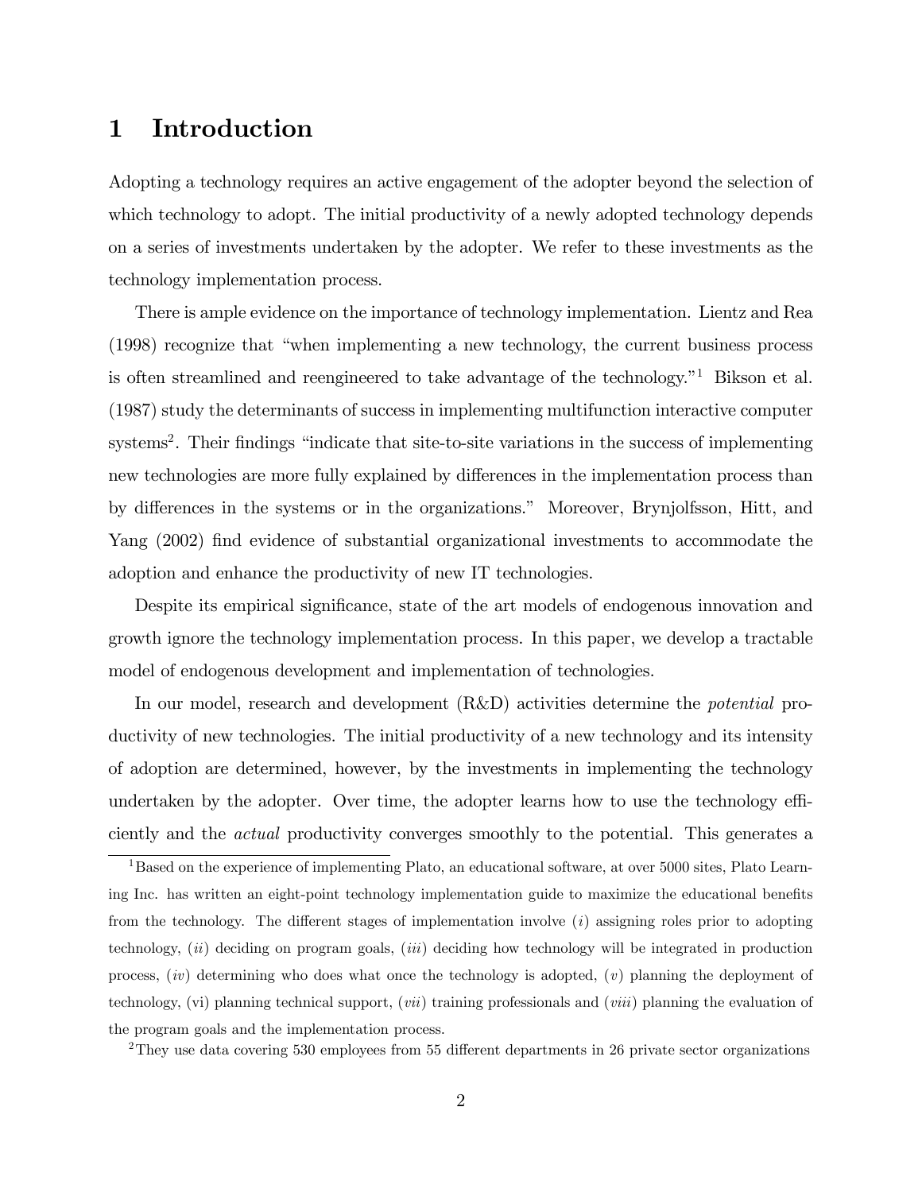# 1 Introduction

Adopting a technology requires an active engagement of the adopter beyond the selection of which technology to adopt. The initial productivity of a newly adopted technology depends on a series of investments undertaken by the adopter. We refer to these investments as the technology implementation process.

There is ample evidence on the importance of technology implementation. Lientz and Rea (1998) recognize that "when implementing a new technology, the current business process is often streamlined and reengineered to take advantage of the technology."[1] Bikson et al. (1987) study the determinants of success in implementing multifunction interactive computer systems[2]. Their findings "indicate that site-to-site variations in the success of implementing new technologies are more fully explained by differences in the implementation process than by differences in the systems or in the organizations." Moreover, Brynjolfsson, Hitt, and Yang (2002) find evidence of substantial organizational investments to accommodate the adoption and enhance the productivity of new IT technologies.

Despite its empirical significance, state of the art models of endogenous innovation and growth ignore the technology implementation process. In this paper, we develop a tractable model of endogenous development and implementation of technologies.

In our model, research and development (R&D) activities determine the *potential* productivity of new technologies. The initial productivity of a new technology and its intensity of adoption are determined, however, by the investments in implementing the technology undertaken by the adopter. Over time, the adopter learns how to use the technology efficiently and the *actual* productivity converges smoothly to the potential. This generates a

[1] Based on the experience of implementing Plato, an educational software, at over 5000 sites, Plato Learning Inc. has written an eight-point technology implementation guide to maximize the educational benefits from the technology. The different stages of implementation involve (*i*) assigning roles prior to adopting technology, (*ii*) deciding on program goals, (*iii*) deciding how technology will be integrated in production process, (*iv*) determining who does what once the technology is adopted, (*v*) planning the deployment of technology, (vi) planning technical support, (*vii*) training professionals and (*viii*) planning the evaluation of the program goals and the implementation process.

[2] They use data covering 530 employees from 55 different departments in 26 private sector organizations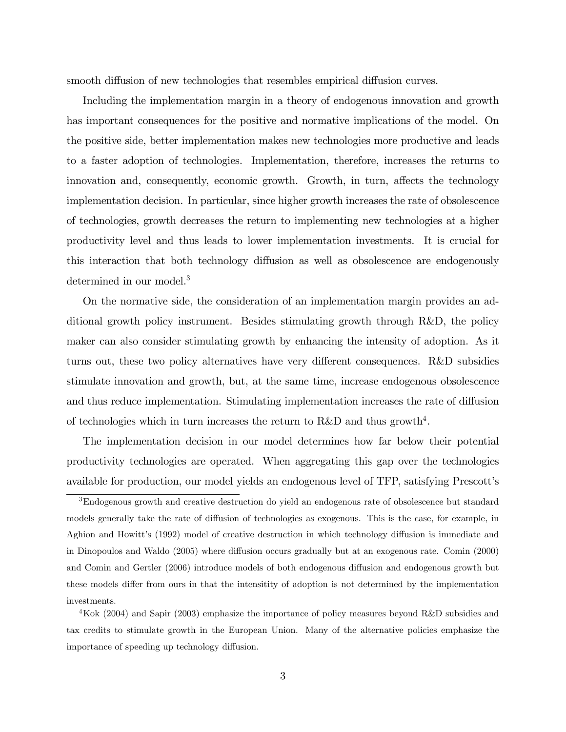smooth diffusion of new technologies that resembles empirical diffusion curves.

Including the implementation margin in a theory of endogenous innovation and growth has important consequences for the positive and normative implications of the model. On the positive side, better implementation makes new technologies more productive and leads to a faster adoption of technologies. Implementation, therefore, increases the returns to innovation and, consequently, economic growth. Growth, in turn, affects the technology implementation decision. In particular, since higher growth increases the rate of obsolescence of technologies, growth decreases the return to implementing new technologies at a higher productivity level and thus leads to lower implementation investments. It is crucial for this interaction that both technology diffusion as well as obsolescence are endogenously determined in our model.[3]

On the normative side, the consideration of an implementation margin provides an additional growth policy instrument. Besides stimulating growth through R&D, the policy maker can also consider stimulating growth by enhancing the intensity of adoption. As it turns out, these two policy alternatives have very different consequences. R&D subsidies stimulate innovation and growth, but, at the same time, increase endogenous obsolescence and thus reduce implementation. Stimulating implementation increases the rate of diffusion of technologies which in turn increases the return to R&D and thus growth[4].

The implementation decision in our model determines how far below their potential productivity technologies are operated. When aggregating this gap over the technologies available for production, our model yields an endogenous level of TFP, satisfying Prescott's

---

[3]Endogenous growth and creative destruction do yield an endogenous rate of obsolescence but standard models generally take the rate of diffusion of technologies as exogenous. This is the case, for example, in Aghion and Howitt's (1992) model of creative destruction in which technology diffusion is immediate and in Dinopoulos and Waldo (2005) where diffusion occurs gradually but at an exogenous rate. Comin (2000) and Comin and Gertler (2006) introduce models of both endogenous diffusion and endogenous growth but these models differ from ours in that the intensitity of adoption is not determined by the implementation investments.

[4]Kok (2004) and Sapir (2003) emphasize the importance of policy measures beyond R&D subsidies and tax credits to stimulate growth in the European Union. Many of the alternative policies emphasize the importance of speeding up technology diffusion.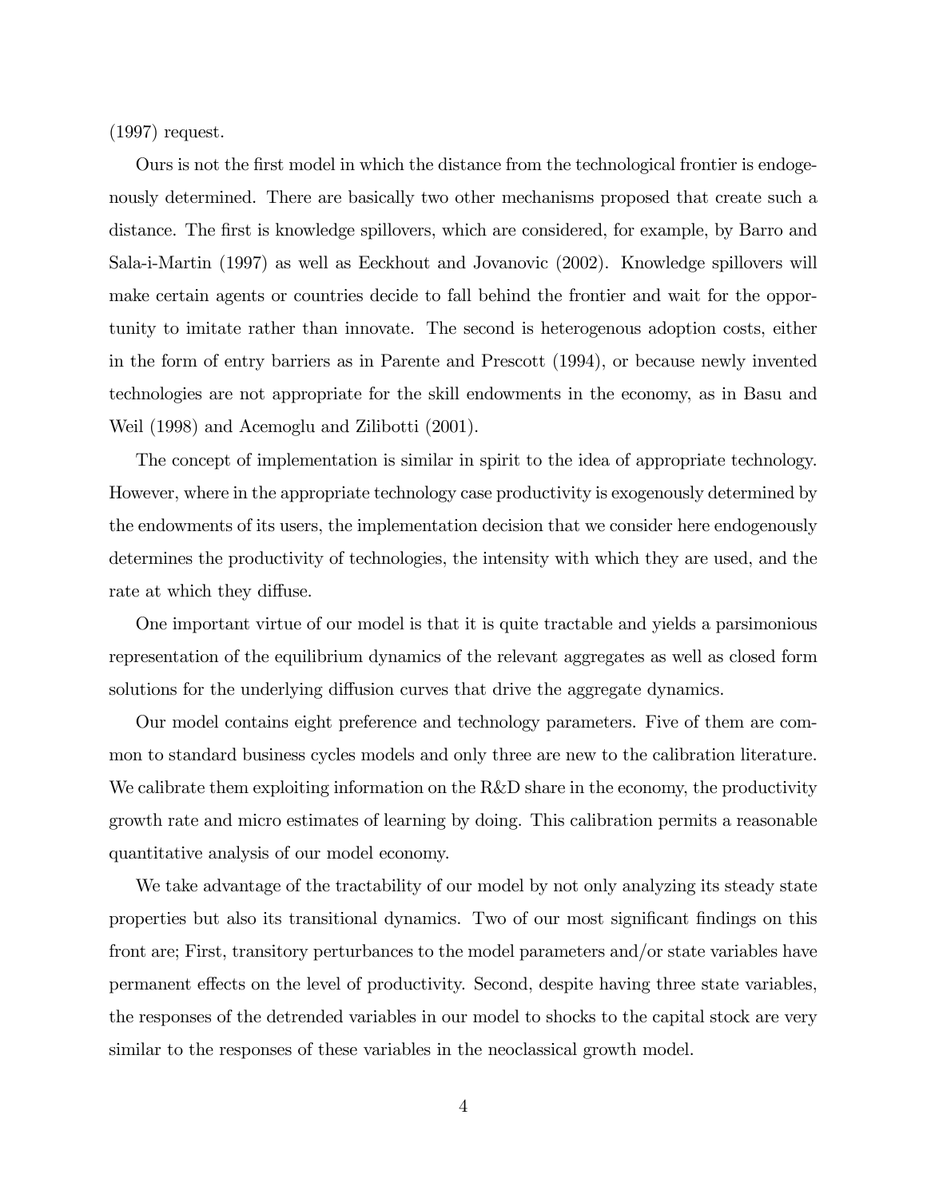(1997) request.

Ours is not the first model in which the distance from the technological frontier is endogenously determined. There are basically two other mechanisms proposed that create such a distance. The first is knowledge spillovers, which are considered, for example, by Barro and Sala-i-Martin (1997) as well as Eeckhout and Jovanovic (2002). Knowledge spillovers will make certain agents or countries decide to fall behind the frontier and wait for the opportunity to imitate rather than innovate. The second is heterogenous adoption costs, either in the form of entry barriers as in Parente and Prescott (1994), or because newly invented technologies are not appropriate for the skill endowments in the economy, as in Basu and Weil (1998) and Acemoglu and Zilibotti (2001).

The concept of implementation is similar in spirit to the idea of appropriate technology. However, where in the appropriate technology case productivity is exogenously determined by the endowments of its users, the implementation decision that we consider here endogenously determines the productivity of technologies, the intensity with which they are used, and the rate at which they diffuse.

One important virtue of our model is that it is quite tractable and yields a parsimonious representation of the equilibrium dynamics of the relevant aggregates as well as closed form solutions for the underlying diffusion curves that drive the aggregate dynamics.

Our model contains eight preference and technology parameters. Five of them are common to standard business cycles models and only three are new to the calibration literature. We calibrate them exploiting information on the R&D share in the economy, the productivity growth rate and micro estimates of learning by doing. This calibration permits a reasonable quantitative analysis of our model economy.

We take advantage of the tractability of our model by not only analyzing its steady state properties but also its transitional dynamics. Two of our most significant findings on this front are; First, transitory perturbances to the model parameters and/or state variables have permanent effects on the level of productivity. Second, despite having three state variables, the responses of the detrended variables in our model to shocks to the capital stock are very similar to the responses of these variables in the neoclassical growth model.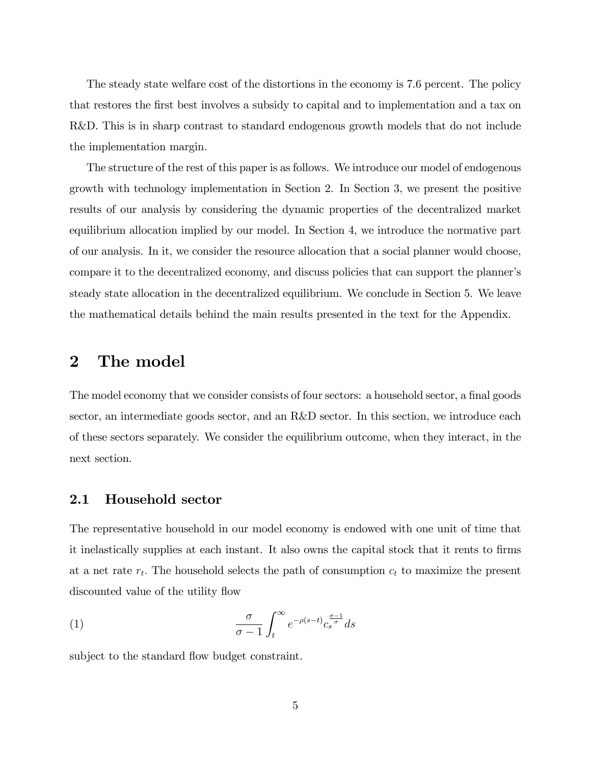The steady state welfare cost of the distortions in the economy is 7.6 percent. The policy that restores the first best involves a subsidy to capital and to implementation and a tax on R&D. This is in sharp contrast to standard endogenous growth models that do not include the implementation margin.

The structure of the rest of this paper is as follows. We introduce our model of endogenous growth with technology implementation in Section 2. In Section 3, we present the positive results of our analysis by considering the dynamic properties of the decentralized market equilibrium allocation implied by our model. In Section 4, we introduce the normative part of our analysis. In it, we consider the resource allocation that a social planner would choose, compare it to the decentralized economy, and discuss policies that can support the planner's steady state allocation in the decentralized equilibrium. We conclude in Section 5. We leave the mathematical details behind the main results presented in the text for the Appendix.

# 2 The model

The model economy that we consider consists of four sectors: a household sector, a final goods sector, an intermediate goods sector, and an R&D sector. In this section, we introduce each of these sectors separately. We consider the equilibrium outcome, when they interact, in the next section.

## 2.1 Household sector

The representative household in our model economy is endowed with one unit of time that it inelastically supplies at each instant. It also owns the capital stock that it rents to firms at a net rate $r_t$. The household selects the path of consumption $c_t$ to maximize the present discounted value of the utility flow

$$\frac{\sigma}{\sigma - 1} \int_t^{\infty} e^{-\rho(s-t)} c_s^{\frac{\sigma-1}{\sigma}} ds \tag{1}$$

subject to the standard flow budget constraint.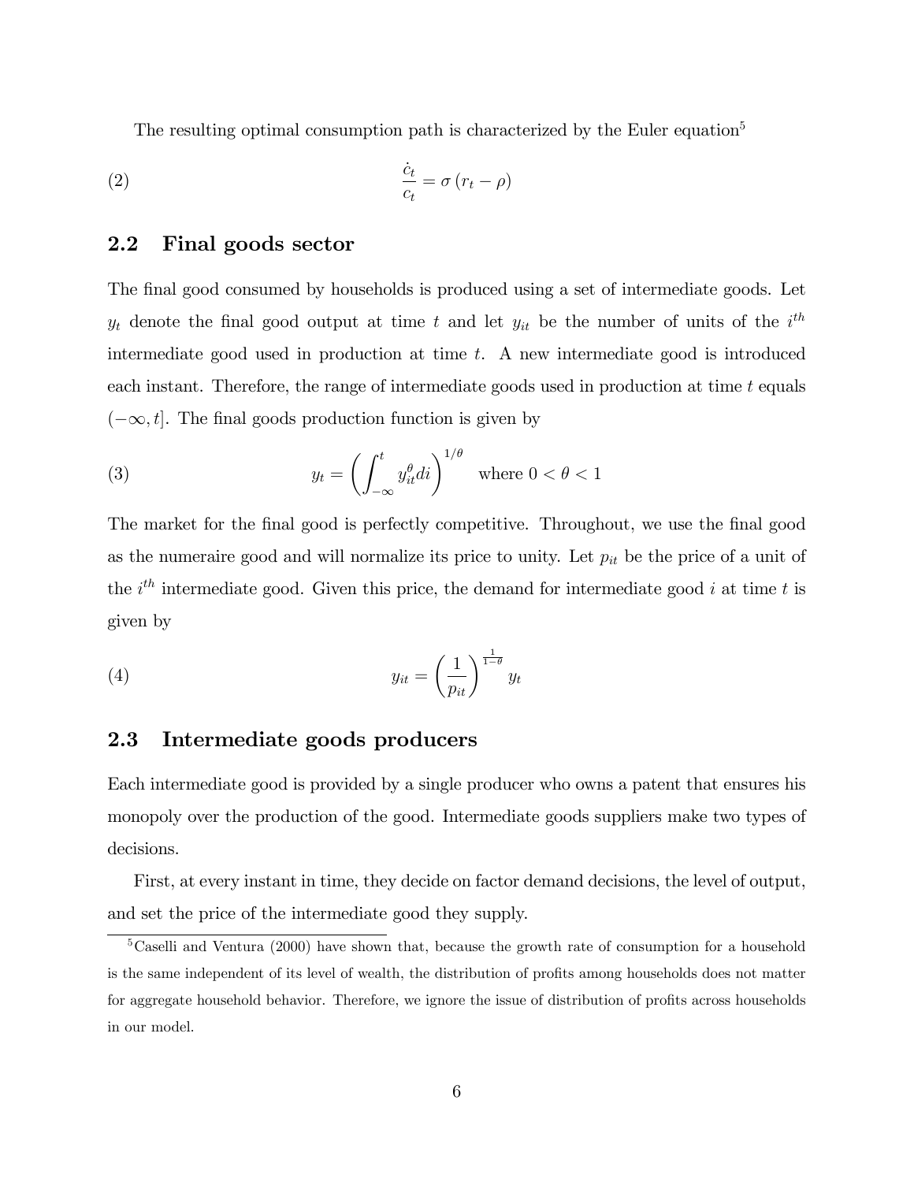The resulting optimal consumption path is characterized by the Euler equation[5]

$$\frac{\dot{c}_t}{c_t} = \sigma \left( r_t - \rho \right) \tag{2}$$

## 2.2 Final goods sector

The final good consumed by households is produced using a set of intermediate goods. Let $y_t$ denote the final good output at time $t$ and let $y_{it}$ be the number of units of the $i^{th}$ intermediate good used in production at time $t$. A new intermediate good is introduced each instant. Therefore, the range of intermediate goods used in production at time $t$ equals $(-\infty, t]$. The final goods production function is given by

$$y_t = \left( \int_{-\infty}^{t} y_{it}^{\theta} di \right)^{1/\theta} \quad \text{where } 0 < \theta < 1 \tag{3}$$

The market for the final good is perfectly competitive. Throughout, we use the final good as the numeraire good and will normalize its price to unity. Let $p_{it}$ be the price of a unit of the $i^{th}$ intermediate good. Given this price, the demand for intermediate good $i$ at time $t$ is given by

$$y_{it} = \left( \frac{1}{p_{it}} \right)^{\frac{1}{1-\theta}} y_t \tag{4}$$

## 2.3 Intermediate goods producers

Each intermediate good is provided by a single producer who owns a patent that ensures his monopoly over the production of the good. Intermediate goods suppliers make two types of decisions.

First, at every instant in time, they decide on factor demand decisions, the level of output, and set the price of the intermediate good they supply.

[5] Caselli and Ventura (2000) have shown that, because the growth rate of consumption for a household is the same independent of its level of wealth, the distribution of profits among households does not matter for aggregate household behavior. Therefore, we ignore the issue of distribution of profits across households in our model.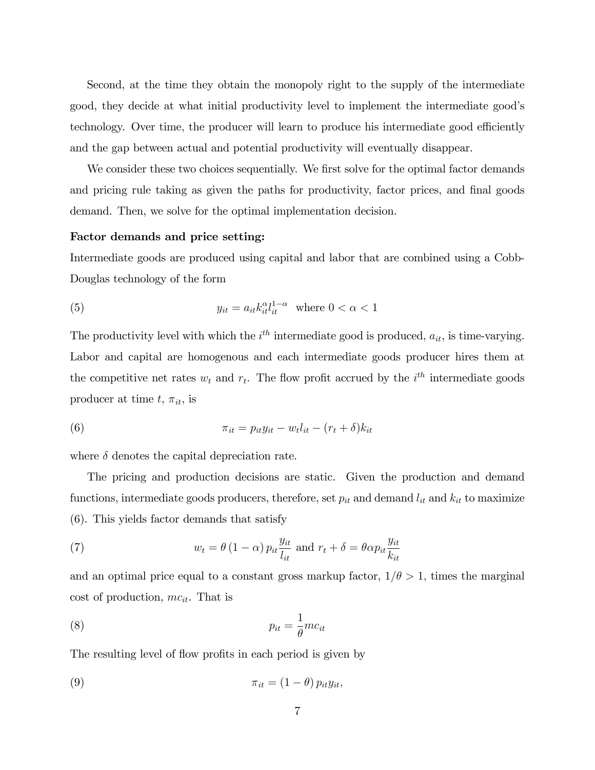Second, at the time they obtain the monopoly right to the supply of the intermediate good, they decide at what initial productivity level to implement the intermediate good's technology. Over time, the producer will learn to produce his intermediate good efficiently and the gap between actual and potential productivity will eventually disappear.

We consider these two choices sequentially. We first solve for the optimal factor demands and pricing rule taking as given the paths for productivity, factor prices, and final goods demand. Then, we solve for the optimal implementation decision.

**Factor demands and price setting:**

Intermediate goods are produced using capital and labor that are combined using a Cobb-Douglas technology of the form

$$y_{it} = a_{it} k_{it}^{\alpha} l_{it}^{1-\alpha} \quad \text{where } 0 < \alpha < 1 \tag{5}$$

The productivity level with which the $i^{th}$ intermediate good is produced, $a_{it}$, is time-varying. Labor and capital are homogenous and each intermediate goods producer hires them at the competitive net rates $w_t$ and $r_t$. The flow profit accrued by the $i^{th}$ intermediate goods producer at time $t$, $\pi_{it}$, is

$$\pi_{it} = p_{it} y_{it} - w_t l_{it} - (r_t + \delta) k_{it} \tag{6}$$

where $\delta$ denotes the capital depreciation rate.

The pricing and production decisions are static. Given the production and demand functions, intermediate goods producers, therefore, set $p_{it}$ and demand $l_{it}$ and $k_{it}$ to maximize (6). This yields factor demands that satisfy

$$w_t = \theta (1 - \alpha) p_{it} \frac{y_{it}}{l_{it}} \text{ and } r_t + \delta = \theta \alpha p_{it} \frac{y_{it}}{k_{it}} \tag{7}$$

and an optimal price equal to a constant gross markup factor, $1/\theta > 1$, times the marginal cost of production, $mc_{it}$. That is

$$p_{it} = \frac{1}{\theta} mc_{it} \tag{8}$$

The resulting level of flow profits in each period is given by

$$\pi_{it} = (1 - \theta) p_{it} y_{it}, \tag{9}$$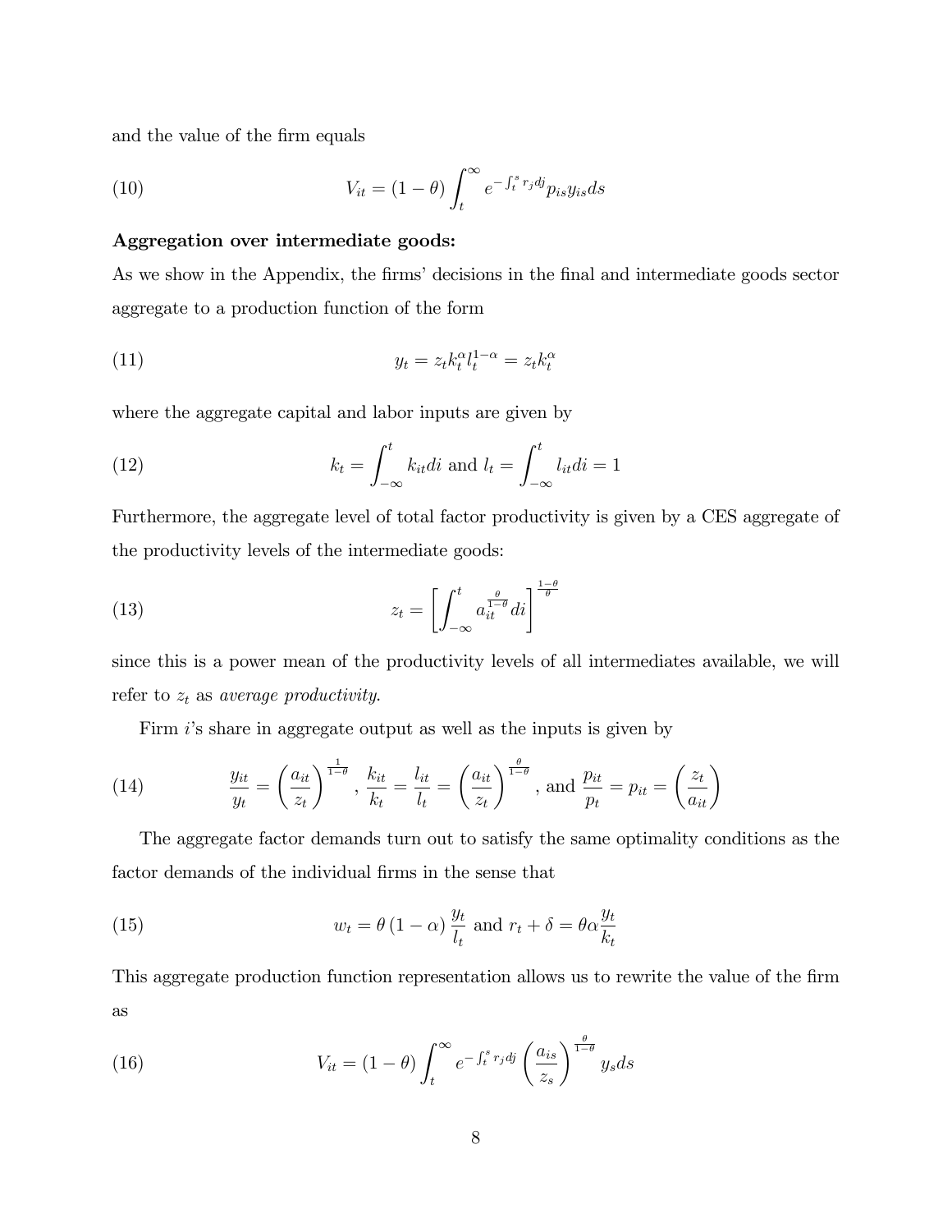and the value of the firm equals

$$V_{it} = (1-\theta)\int_t^\infty e^{-\int_t^s r_j dj} p_{is} y_{is} ds \tag{10}$$

**Aggregation over intermediate goods:**

As we show in the Appendix, the firms' decisions in the final and intermediate goods sector aggregate to a production function of the form

$$y_t = z_t k_t^\alpha l_t^{1-\alpha} = z_t k_t^\alpha \tag{11}$$

where the aggregate capital and labor inputs are given by

$$k_t = \int_{-\infty}^t k_{it} di \text{ and } l_t = \int_{-\infty}^t l_{it} di = 1 \tag{12}$$

Furthermore, the aggregate level of total factor productivity is given by a CES aggregate of the productivity levels of the intermediate goods:

$$z_t = \left[\int_{-\infty}^t a_{it}^{\frac{\theta}{1-\theta}} di\right]^{\frac{1-\theta}{\theta}} \tag{13}$$

since this is a power mean of the productivity levels of all intermediates available, we will refer to $z_t$ as *average productivity*.

Firm $i$'s share in aggregate output as well as the inputs is given by

$$\frac{y_{it}}{y_t} = \left(\frac{a_{it}}{z_t}\right)^{\frac{1}{1-\theta}}, \ \frac{k_{it}}{k_t} = \frac{l_{it}}{l_t} = \left(\frac{a_{it}}{z_t}\right)^{\frac{\theta}{1-\theta}}, \text{ and } \frac{p_{it}}{p_t} = p_{it} = \left(\frac{z_t}{a_{it}}\right) \tag{14}$$

The aggregate factor demands turn out to satisfy the same optimality conditions as the factor demands of the individual firms in the sense that

$$w_t = \theta(1-\alpha)\frac{y_t}{l_t} \text{ and } r_t + \delta = \theta\alpha\frac{y_t}{k_t} \tag{15}$$

This aggregate production function representation allows us to rewrite the value of the firm as

$$V_{it} = (1-\theta)\int_t^\infty e^{-\int_t^s r_j dj}\left(\frac{a_{is}}{z_s}\right)^{\frac{\theta}{1-\theta}} y_s ds \tag{16}$$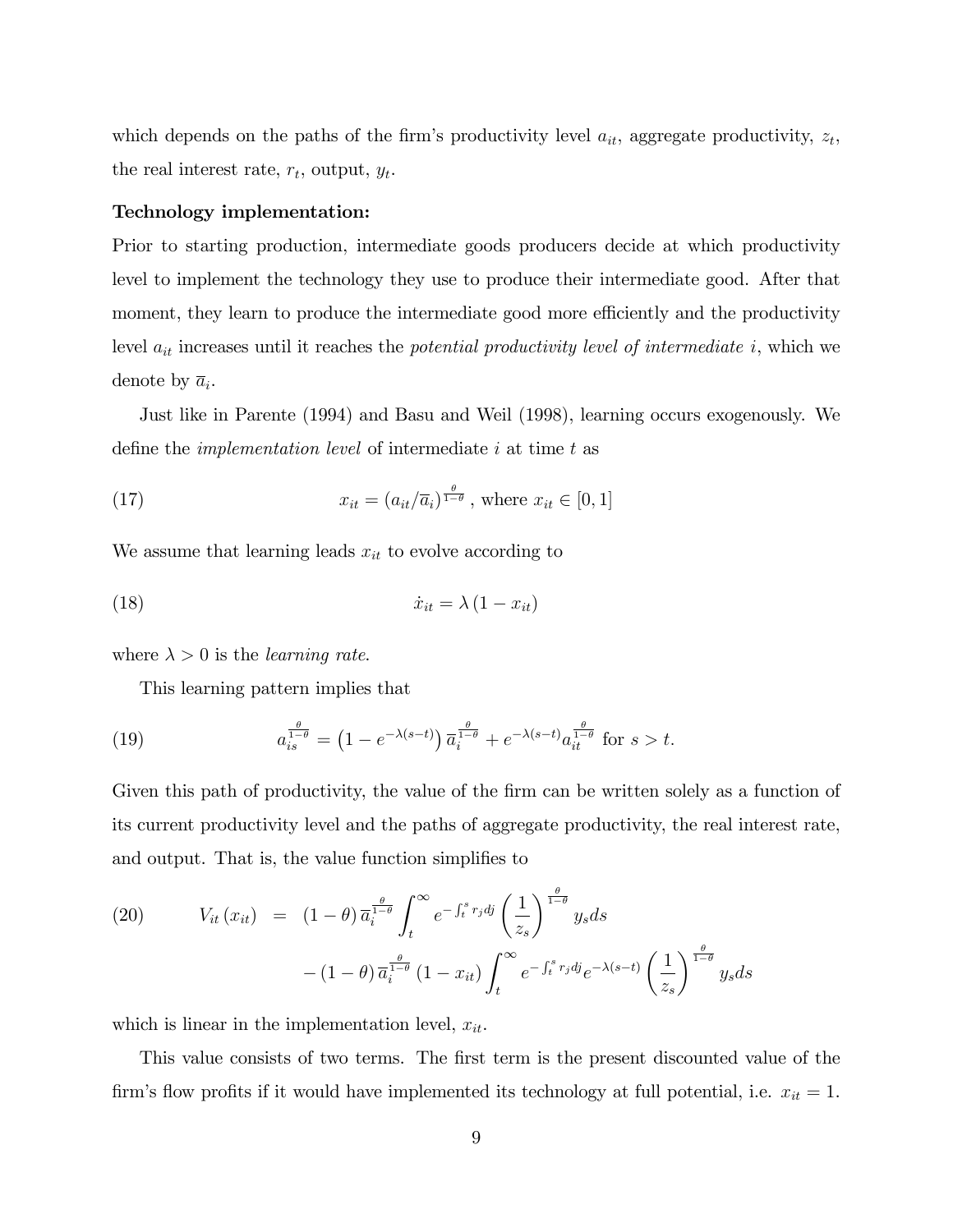which depends on the paths of the firm's productivity level $a_{it}$, aggregate productivity, $z_t$, the real interest rate, $r_t$, output, $y_t$.

**Technology implementation:**

Prior to starting production, intermediate goods producers decide at which productivity level to implement the technology they use to produce their intermediate good. After that moment, they learn to produce the intermediate good more efficiently and the productivity level $a_{it}$ increases until it reaches the *potential productivity level of intermediate* $i$, which we denote by $\overline{a}_i$.

Just like in Parente (1994) and Basu and Weil (1998), learning occurs exogenously. We define the *implementation level* of intermediate $i$ at time $t$ as

$$x_{it} = \left(a_{it}/\overline{a}_i\right)^{\frac{\theta}{1-\theta}}, \text{ where } x_{it} \in [0,1] \tag{17}$$

We assume that learning leads $x_{it}$ to evolve according to

$$\dot{x}_{it} = \lambda\left(1 - x_{it}\right) \tag{18}$$

where $\lambda > 0$ is the *learning rate*.

This learning pattern implies that

$$a_{is}^{\frac{\theta}{1-\theta}} = \left(1 - e^{-\lambda(s-t)}\right)\overline{a}_i^{\frac{\theta}{1-\theta}} + e^{-\lambda(s-t)} a_{it}^{\frac{\theta}{1-\theta}} \text{ for } s > t. \tag{19}$$

Given this path of productivity, the value of the firm can be written solely as a function of its current productivity level and the paths of aggregate productivity, the real interest rate, and output. That is, the value function simplifies to

$$\begin{aligned} V_{it}\left(x_{it}\right) &= (1-\theta)\,\overline{a}_i^{\frac{\theta}{1-\theta}} \int_t^{\infty} e^{-\int_t^s r_j dj} \left(\frac{1}{z_s}\right)^{\frac{\theta}{1-\theta}} y_s ds \\ &\quad - (1-\theta)\,\overline{a}_i^{\frac{\theta}{1-\theta}} \left(1 - x_{it}\right) \int_t^{\infty} e^{-\int_t^s r_j dj} e^{-\lambda(s-t)} \left(\frac{1}{z_s}\right)^{\frac{\theta}{1-\theta}} y_s ds \end{aligned} \tag{20}$$

which is linear in the implementation level, $x_{it}$.

This value consists of two terms. The first term is the present discounted value of the firm's flow profits if it would have implemented its technology at full potential, i.e. $x_{it} = 1$.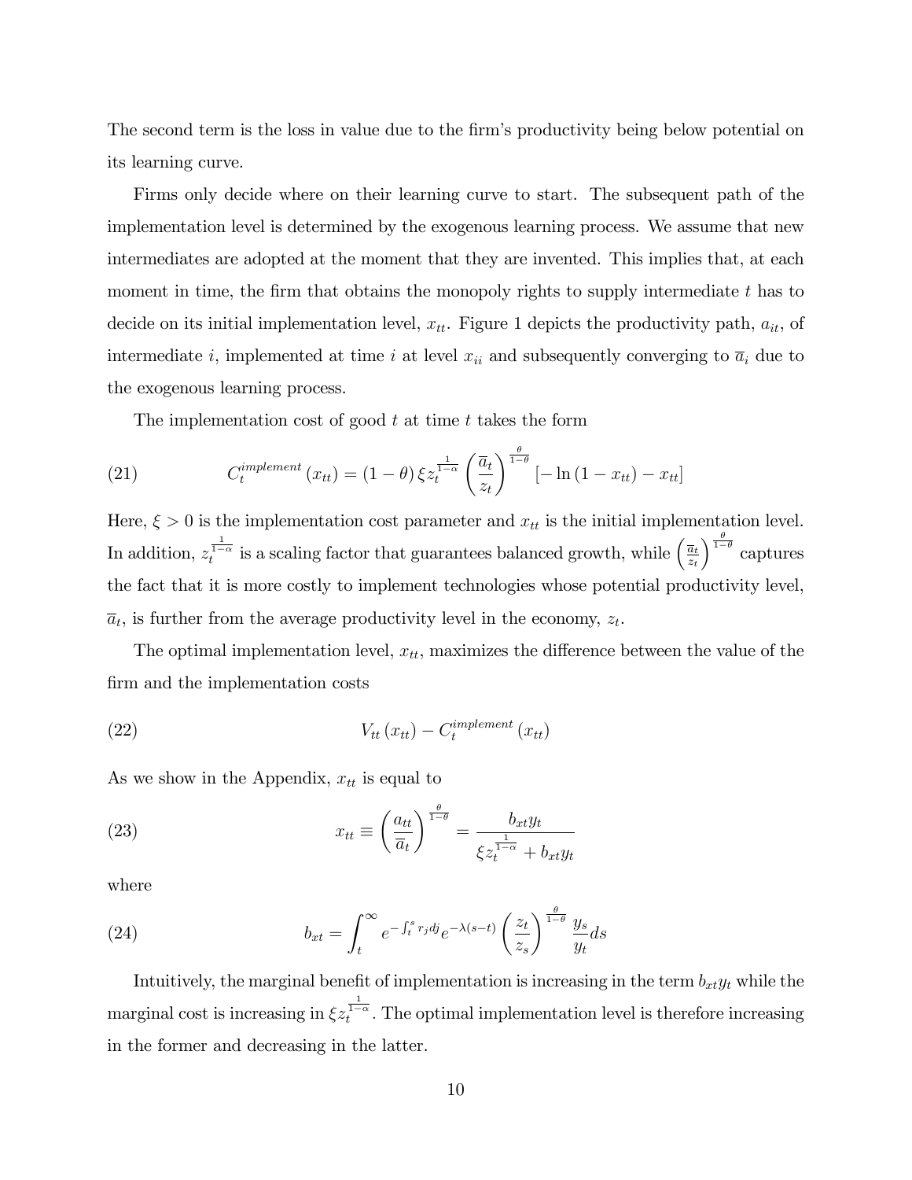The second term is the loss in value due to the firm's productivity being below potential on its learning curve.

Firms only decide where on their learning curve to start. The subsequent path of the implementation level is determined by the exogenous learning process. We assume that new intermediates are adopted at the moment that they are invented. This implies that, at each moment in time, the firm that obtains the monopoly rights to supply intermediate $t$ has to decide on its initial implementation level, $x_{tt}$. Figure 1 depicts the productivity path, $a_{it}$, of intermediate $i$, implemented at time $i$ at level $x_{ii}$ and subsequently converging to $\overline{a}_i$ due to the exogenous learning process.

The implementation cost of good $t$ at time $t$ takes the form

$$C_t^{implement}(x_{tt}) = (1-\theta)\,\xi z_t^{\frac{1}{1-\alpha}} \left(\frac{\overline{a}_t}{z_t}\right)^{\frac{\theta}{1-\theta}} \left[-\ln(1-x_{tt}) - x_{tt}\right] \tag{21}$$

Here, $\xi > 0$ is the implementation cost parameter and $x_{tt}$ is the initial implementation level. In addition, $z_t^{\frac{1}{1-\alpha}}$ is a scaling factor that guarantees balanced growth, while $\left(\frac{\overline{a}_t}{z_t}\right)^{\frac{\theta}{1-\theta}}$ captures the fact that it is more costly to implement technologies whose potential productivity level, $\overline{a}_t$, is further from the average productivity level in the economy, $z_t$.

The optimal implementation level, $x_{tt}$, maximizes the difference between the value of the firm and the implementation costs

$$V_{tt}(x_{tt}) - C_t^{implement}(x_{tt}) \tag{22}$$

As we show in the Appendix, $x_{tt}$ is equal to

$$x_{tt} \equiv \left(\frac{a_{tt}}{\overline{a}_t}\right)^{\frac{\theta}{1-\theta}} = \frac{b_{xt} y_t}{\xi z_t^{\frac{1}{1-\alpha}} + b_{xt} y_t} \tag{23}$$

where

$$b_{xt} = \int_t^{\infty} e^{-\int_t^s r_j dj} e^{-\lambda(s-t)} \left(\frac{z_t}{z_s}\right)^{\frac{\theta}{1-\theta}} \frac{y_s}{y_t} ds \tag{24}$$

Intuitively, the marginal benefit of implementation is increasing in the term $b_{xt} y_t$ while the marginal cost is increasing in $\xi z_t^{\frac{1}{1-\alpha}}$. The optimal implementation level is therefore increasing in the former and decreasing in the latter.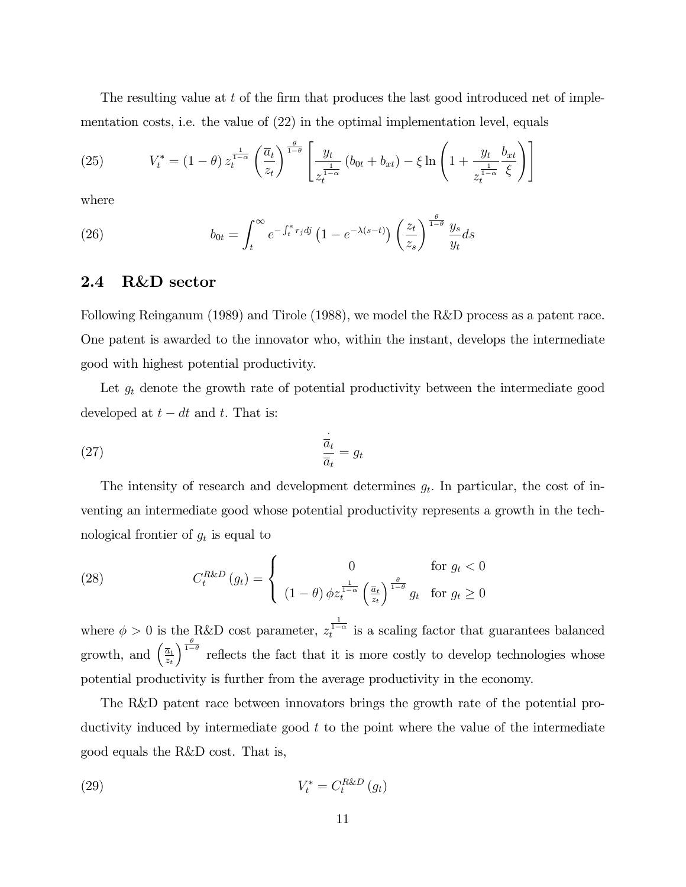The resulting value at $t$ of the firm that produces the last good introduced net of implementation costs, i.e. the value of (22) in the optimal implementation level, equals

$$V_t^* = (1-\theta) z_t^{\frac{1}{1-\alpha}} \left(\frac{\overline{a}_t}{z_t}\right)^{\frac{\theta}{1-\theta}} \left[\frac{y_t}{z_t^{\frac{1}{1-\alpha}}} (b_{0t} + b_{xt}) - \xi \ln\left(1 + \frac{y_t}{z_t^{\frac{1}{1-\alpha}}} \frac{b_{xt}}{\xi}\right)\right] \tag{25}$$

where

$$b_{0t} = \int_t^\infty e^{-\int_t^s r_j dj} \left(1 - e^{-\lambda(s-t)}\right) \left(\frac{z_t}{z_s}\right)^{\frac{\theta}{1-\theta}} \frac{y_s}{y_t} ds \tag{26}$$

## 2.4 R&D sector

Following Reinganum (1989) and Tirole (1988), we model the R&D process as a patent race. One patent is awarded to the innovator who, within the instant, develops the intermediate good with highest potential productivity.

Let $g_t$ denote the growth rate of potential productivity between the intermediate good developed at $t - dt$ and $t$. That is:

$$\frac{\dot{\overline{a}}_t}{\overline{a}_t} = g_t \tag{27}$$

The intensity of research and development determines $g_t$. In particular, the cost of inventing an intermediate good whose potential productivity represents a growth in the technological frontier of $g_t$ is equal to

$$C_t^{R\&D}(g_t) = \begin{cases} 0 & \text{for } g_t < 0 \\ (1-\theta) \phi z_t^{\frac{1}{1-\alpha}} \left(\frac{\overline{a}_t}{z_t}\right)^{\frac{\theta}{1-\theta}} g_t & \text{for } g_t \geq 0 \end{cases} \tag{28}$$

where $\phi > 0$ is the R&D cost parameter, $z_t^{\frac{1}{1-\alpha}}$ is a scaling factor that guarantees balanced growth, and $\left(\frac{\overline{a}_t}{z_t}\right)^{\frac{\theta}{1-\theta}}$ reflects the fact that it is more costly to develop technologies whose potential productivity is further from the average productivity in the economy.

The R&D patent race between innovators brings the growth rate of the potential productivity induced by intermediate good $t$ to the point where the value of the intermediate good equals the R&D cost. That is,

$$V_t^* = C_t^{R\&D}(g_t) \tag{29}$$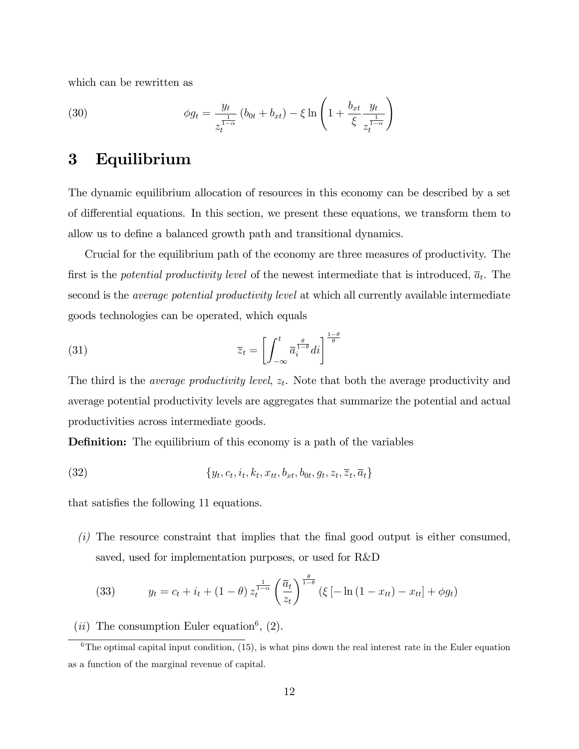which can be rewritten as

$$\phi g_t = \frac{y_t}{z_t^{\frac{1}{1-\alpha}}} \left(b_{0t} + b_{xt}\right) - \xi \ln\left(1 + \frac{b_{xt}}{\xi} \frac{y_t}{z_t^{\frac{1}{1-\alpha}}}\right) \tag{30}$$

# 3 Equilibrium

The dynamic equilibrium allocation of resources in this economy can be described by a set of differential equations. In this section, we present these equations, we transform them to allow us to define a balanced growth path and transitional dynamics.

Crucial for the equilibrium path of the economy are three measures of productivity. The first is the *potential productivity level* of the newest intermediate that is introduced, $\overline{a}_t$. The second is the *average potential productivity level* at which all currently available intermediate goods technologies can be operated, which equals

$$\overline{z}_t = \left[\int_{-\infty}^{t} \overline{a}_i^{\frac{\theta}{1-\theta}} di\right]^{\frac{1-\theta}{\theta}} \tag{31}$$

The third is the *average productivity level*, $z_t$. Note that both the average productivity and average potential productivity levels are aggregates that summarize the potential and actual productivities across intermediate goods.

**Definition:** The equilibrium of this economy is a path of the variables

$$\{y_t, c_t, i_t, k_t, x_{tt}, b_{xt}, b_{0t}, g_t, z_t, \overline{z}_t, \overline{a}_t\} \tag{32}$$

that satisfies the following 11 equations.

*(i)* The resource constraint that implies that the final good output is either consumed, saved, used for implementation purposes, or used for R&D

$$y_t = c_t + i_t + (1-\theta)\, z_t^{\frac{1}{1-\alpha}} \left(\frac{\overline{a}_t}{z_t}\right)^{\frac{\theta}{1-\theta}} \left(\xi\left[-\ln\left(1 - x_{tt}\right) - x_{tt}\right] + \phi g_t\right) \tag{33}$$

*(ii)* The consumption Euler equation[6], (2).

[6] The optimal capital input condition, (15), is what pins down the real interest rate in the Euler equation as a function of the marginal revenue of capital.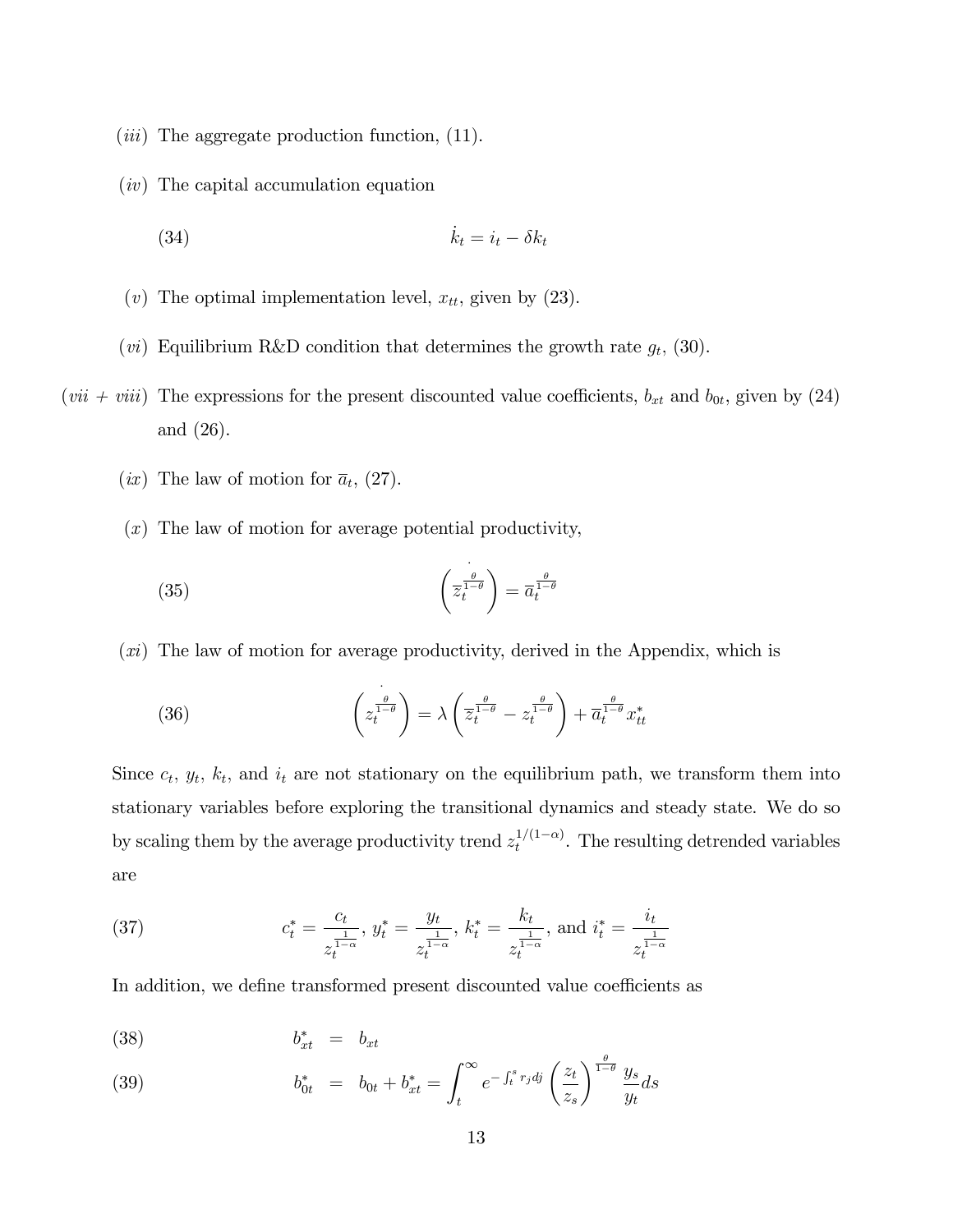(*iii*) The aggregate production function, (11).

(*iv*) The capital accumulation equation

$$\dot{k}_t = i_t - \delta k_t \tag{34}$$

(*v*) The optimal implementation level, $x_{tt}$, given by (23).

(*vi*) Equilibrium R&D condition that determines the growth rate $g_t$, (30).

(*vii + viii*) The expressions for the present discounted value coefficients, $b_{xt}$ and $b_{0t}$, given by (24) and (26).

(*ix*) The law of motion for $\overline{a}_t$, (27).

(*x*) The law of motion for average potential productivity,

$$\dot{\left(\overline{z}_t^{\frac{\theta}{1-\theta}}\right)} = \overline{a}_t^{\frac{\theta}{1-\theta}} \tag{35}$$

(*xi*) The law of motion for average productivity, derived in the Appendix, which is

$$\dot{\left(z_t^{\frac{\theta}{1-\theta}}\right)} = \lambda \left(\overline{z}_t^{\frac{\theta}{1-\theta}} - z_t^{\frac{\theta}{1-\theta}}\right) + \overline{a}_t^{\frac{\theta}{1-\theta}} x_{tt}^* \tag{36}$$

Since $c_t$, $y_t$, $k_t$, and $i_t$ are not stationary on the equilibrium path, we transform them into stationary variables before exploring the transitional dynamics and steady state. We do so by scaling them by the average productivity trend $z_t^{1/(1-\alpha)}$. The resulting detrended variables are

$$c_t^* = \frac{c_t}{z_t^{\frac{1}{1-\alpha}}},\ y_t^* = \frac{y_t}{z_t^{\frac{1}{1-\alpha}}},\ k_t^* = \frac{k_t}{z_t^{\frac{1}{1-\alpha}}},\ \text{and } i_t^* = \frac{i_t}{z_t^{\frac{1}{1-\alpha}}} \tag{37}$$

In addition, we define transformed present discounted value coefficients as

$$b_{xt}^* = b_{xt} \tag{38}$$

$$b_{0t}^* = b_{0t} + b_{xt}^* = \int_t^{\infty} e^{-\int_t^s r_j dj} \left(\frac{z_t}{z_s}\right)^{\frac{\theta}{1-\theta}} \frac{y_s}{y_t} ds \tag{39}$$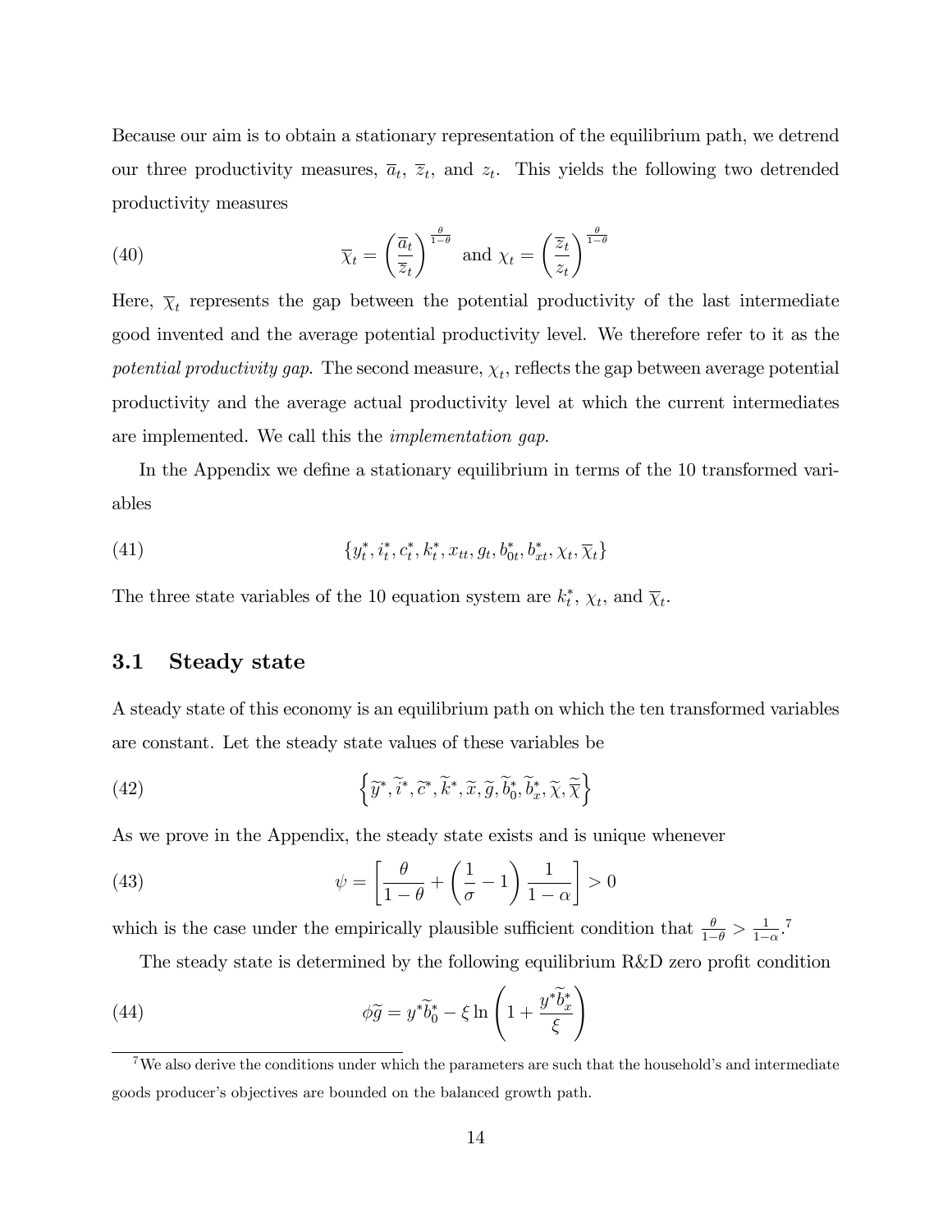Because our aim is to obtain a stationary representation of the equilibrium path, we detrend our three productivity measures, $\overline{a}_t$, $\overline{z}_t$, and $z_t$. This yields the following two detrended productivity measures

$$\overline{\chi}_t = \left(\frac{\overline{a}_t}{\overline{z}_t}\right)^{\frac{\theta}{1-\theta}} \text{ and } \chi_t = \left(\frac{\overline{z}_t}{z_t}\right)^{\frac{\theta}{1-\theta}} \tag{40}$$

Here, $\overline{\chi}_t$ represents the gap between the potential productivity of the last intermediate good invented and the average potential productivity level. We therefore refer to it as the *potential productivity gap*. The second measure, $\chi_t$, reflects the gap between average potential productivity and the average actual productivity level at which the current intermediates are implemented. We call this the *implementation gap*.

In the Appendix we define a stationary equilibrium in terms of the 10 transformed variables

$$\{y_t^*, i_t^*, c_t^*, k_t^*, x_{tt}, g_t, b_{0t}^*, b_{xt}^*, \chi_t, \overline{\chi}_t\} \tag{41}$$

The three state variables of the 10 equation system are $k_t^*$, $\chi_t$, and $\overline{\chi}_t$.

### 3.1 Steady state

A steady state of this economy is an equilibrium path on which the ten transformed variables are constant. Let the steady state values of these variables be

$$\left\{\widetilde{y}^*, \widetilde{i}^*, \widetilde{c}^*, \widetilde{k}^*, \widetilde{x}, \widetilde{g}, \widetilde{b}_0^*, \widetilde{b}_x^*, \widetilde{\chi}, \widetilde{\overline{\chi}}\right\} \tag{42}$$

As we prove in the Appendix, the steady state exists and is unique whenever

$$\psi = \left[\frac{\theta}{1-\theta} + \left(\frac{1}{\sigma} - 1\right)\frac{1}{1-\alpha}\right] > 0 \tag{43}$$

which is the case under the empirically plausible sufficient condition that $\frac{\theta}{1-\theta} > \frac{1}{1-\alpha}$.[7]

The steady state is determined by the following equilibrium R&D zero profit condition

$$\phi\widetilde{g} = y^*\widetilde{b}_0^* - \xi \ln\left(1 + \frac{y^*\widetilde{b}_x^*}{\xi}\right) \tag{44}$$

[7] We also derive the conditions under which the parameters are such that the household's and intermediate goods producer's objectives are bounded on the balanced growth path.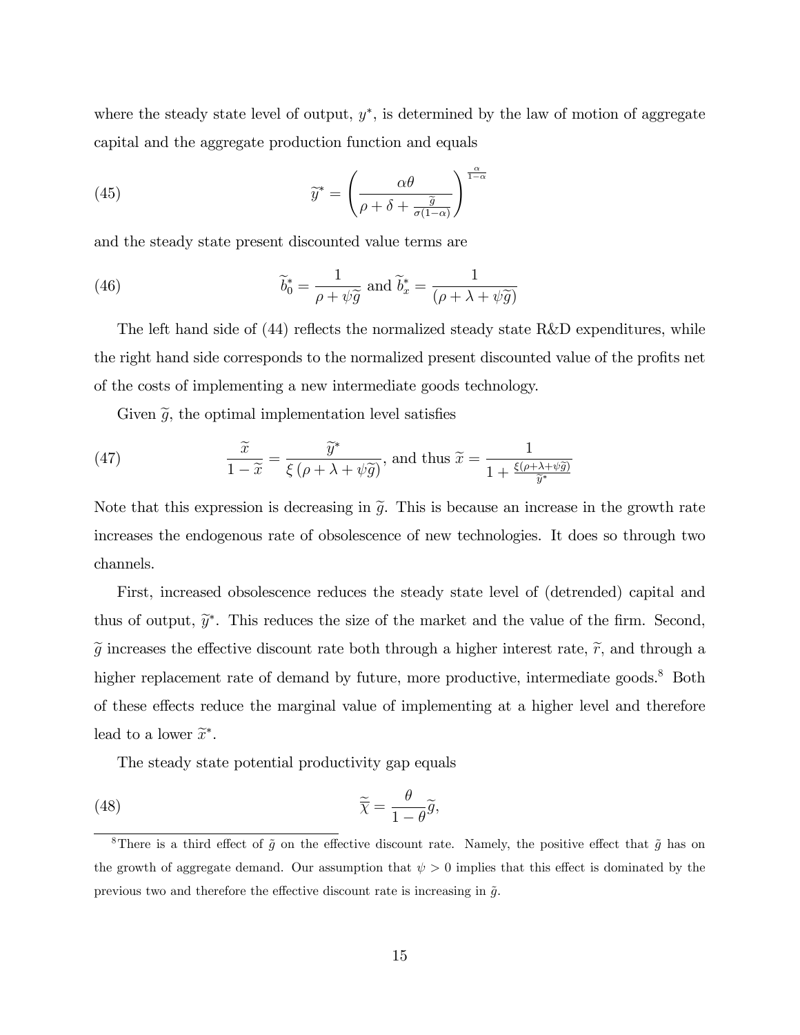where the steady state level of output, $y^*$, is determined by the law of motion of aggregate capital and the aggregate production function and equals

$$\widetilde{y}^* = \left( \frac{\alpha \theta}{\rho + \delta + \frac{\widetilde{g}}{\sigma(1-\alpha)}} \right)^{\frac{\alpha}{1-\alpha}} \tag{45}$$

and the steady state present discounted value terms are

$$\widetilde{b}_0^* = \frac{1}{\rho + \psi \widetilde{g}} \text{ and } \widetilde{b}_x^* = \frac{1}{(\rho + \lambda + \psi \widetilde{g})} \tag{46}$$

The left hand side of (44) reflects the normalized steady state R&D expenditures, while the right hand side corresponds to the normalized present discounted value of the profits net of the costs of implementing a new intermediate goods technology.

Given $\widetilde{g}$, the optimal implementation level satisfies

$$\frac{\widetilde{x}}{1 - \widetilde{x}} = \frac{\widetilde{y}^*}{\xi \left( \rho + \lambda + \psi \widetilde{g} \right)}, \text{ and thus } \widetilde{x} = \frac{1}{1 + \frac{\xi(\rho + \lambda + \psi \widetilde{g})}{\widetilde{y}^*}} \tag{47}$$

Note that this expression is decreasing in $\widetilde{g}$. This is because an increase in the growth rate increases the endogenous rate of obsolescence of new technologies. It does so through two channels.

First, increased obsolescence reduces the steady state level of (detrended) capital and thus of output, $\widetilde{y}^*$. This reduces the size of the market and the value of the firm. Second, $\widetilde{g}$ increases the effective discount rate both through a higher interest rate, $\widetilde{r}$, and through a higher replacement rate of demand by future, more productive, intermediate goods.[8] Both of these effects reduce the marginal value of implementing at a higher level and therefore lead to a lower $\widetilde{x}^*$.

The steady state potential productivity gap equals

$$\widetilde{\widetilde{\chi}} = \frac{\theta}{1 - \theta} \widetilde{g}, \tag{48}$$

[8]There is a third effect of $\tilde{g}$ on the effective discount rate. Namely, the positive effect that $\tilde{g}$ has on the growth of aggregate demand. Our assumption that $\psi > 0$ implies that this effect is dominated by the previous two and therefore the effective discount rate is increasing in $\tilde{g}$.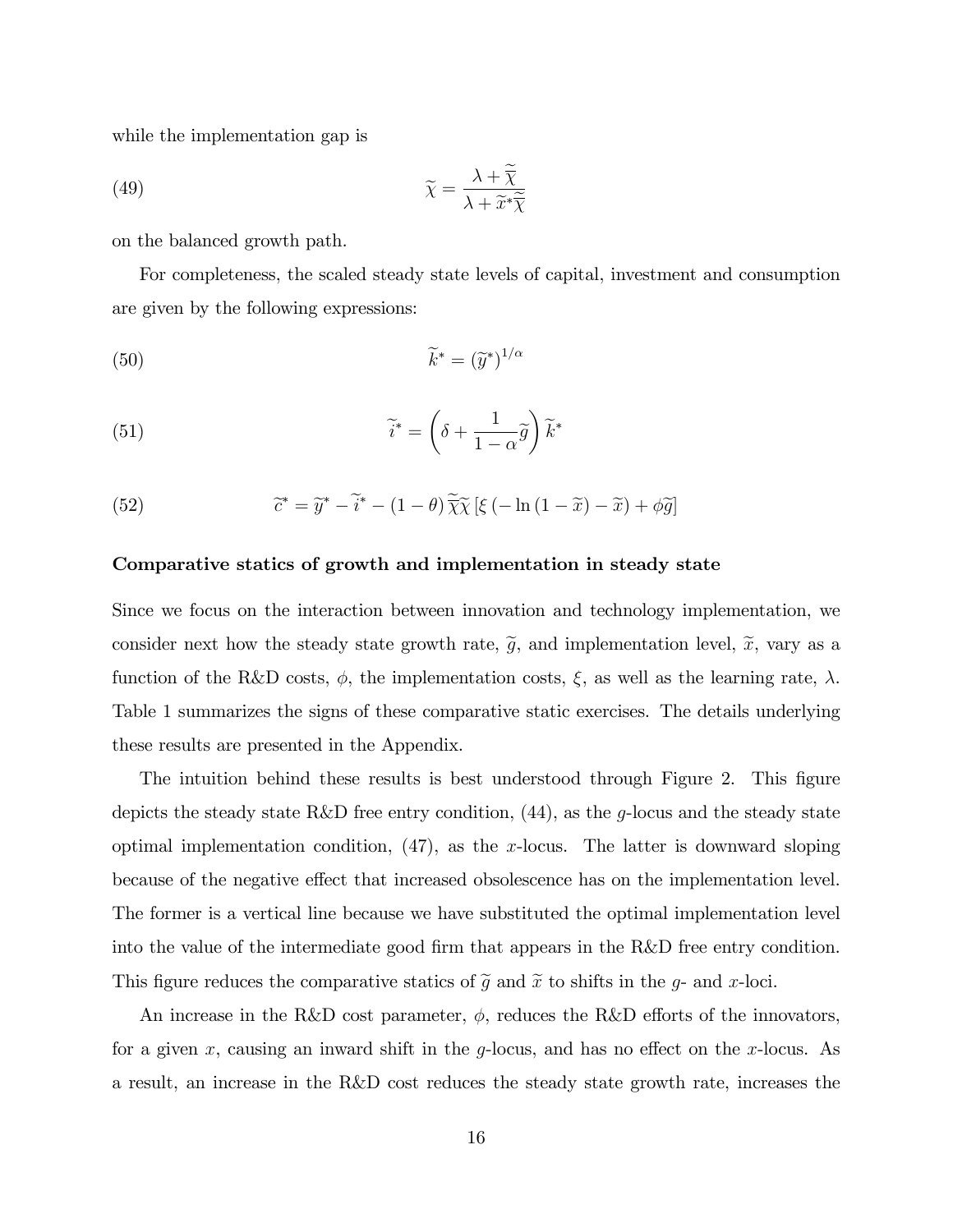while the implementation gap is

$$\widetilde{\chi} = \frac{\lambda + \widetilde{\overline{\chi}}}{\lambda + \widetilde{x}^* \widetilde{\overline{\chi}}} \tag{49}$$

on the balanced growth path.

For completeness, the scaled steady state levels of capital, investment and consumption are given by the following expressions:

$$\widetilde{k}^* = \left(\widetilde{y}^*\right)^{1/\alpha} \tag{50}$$

$$\widetilde{i}^* = \left(\delta + \frac{1}{1-\alpha}\widetilde{g}\right)\widetilde{k}^* \tag{51}$$

$$\widetilde{c}^* = \widetilde{y}^* - \widetilde{i}^* - (1-\theta)\,\widetilde{\overline{\chi}}\widetilde{\chi}\left[\xi\left(-\ln\left(1-\widetilde{x}\right) - \widetilde{x}\right) + \phi\widetilde{g}\right] \tag{52}$$

**Comparative statics of growth and implementation in steady state**

Since we focus on the interaction between innovation and technology implementation, we consider next how the steady state growth rate, $\widetilde{g}$, and implementation level, $\widetilde{x}$, vary as a function of the R&D costs, $\phi$, the implementation costs, $\xi$, as well as the learning rate, $\lambda$. Table 1 summarizes the signs of these comparative static exercises. The details underlying these results are presented in the Appendix.

The intuition behind these results is best understood through Figure 2. This figure depicts the steady state R&D free entry condition, (44), as the $g$-locus and the steady state optimal implementation condition, (47), as the $x$-locus. The latter is downward sloping because of the negative effect that increased obsolescence has on the implementation level. The former is a vertical line because we have substituted the optimal implementation level into the value of the intermediate good firm that appears in the R&D free entry condition. This figure reduces the comparative statics of $\widetilde{g}$ and $\widetilde{x}$ to shifts in the $g$- and $x$-loci.

An increase in the R&D cost parameter, $\phi$, reduces the R&D efforts of the innovators, for a given $x$, causing an inward shift in the $g$-locus, and has no effect on the $x$-locus. As a result, an increase in the R&D cost reduces the steady state growth rate, increases the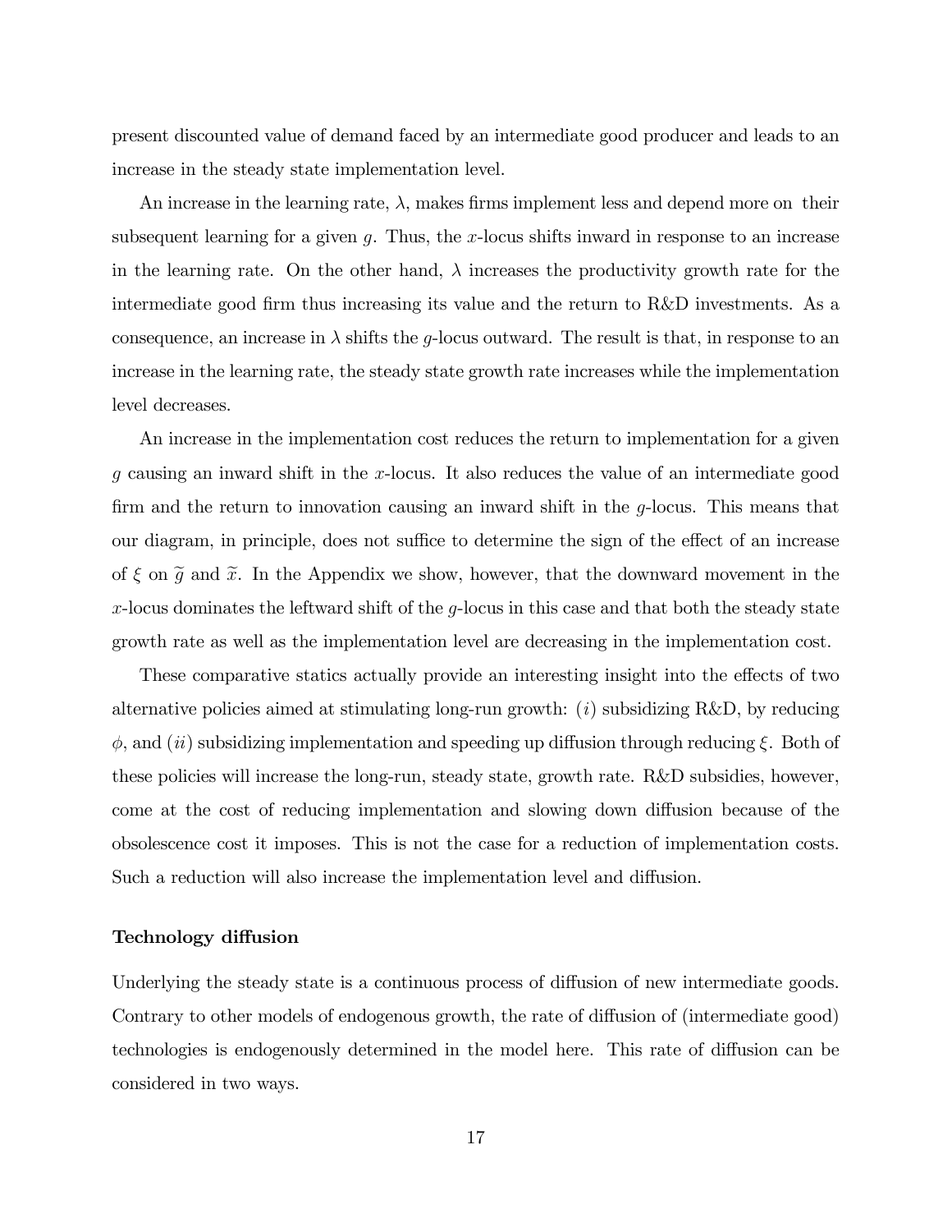present discounted value of demand faced by an intermediate good producer and leads to an increase in the steady state implementation level.

An increase in the learning rate, $\lambda$, makes firms implement less and depend more on their subsequent learning for a given $g$. Thus, the $x$-locus shifts inward in response to an increase in the learning rate. On the other hand, $\lambda$ increases the productivity growth rate for the intermediate good firm thus increasing its value and the return to R&D investments. As a consequence, an increase in $\lambda$ shifts the $g$-locus outward. The result is that, in response to an increase in the learning rate, the steady state growth rate increases while the implementation level decreases.

An increase in the implementation cost reduces the return to implementation for a given $g$ causing an inward shift in the $x$-locus. It also reduces the value of an intermediate good firm and the return to innovation causing an inward shift in the $g$-locus. This means that our diagram, in principle, does not suffice to determine the sign of the effect of an increase of $\xi$ on $\widetilde{g}$ and $\widetilde{x}$. In the Appendix we show, however, that the downward movement in the $x$-locus dominates the leftward shift of the $g$-locus in this case and that both the steady state growth rate as well as the implementation level are decreasing in the implementation cost.

These comparative statics actually provide an interesting insight into the effects of two alternative policies aimed at stimulating long-run growth: ($i$) subsidizing R&D, by reducing $\phi$, and ($ii$) subsidizing implementation and speeding up diffusion through reducing $\xi$. Both of these policies will increase the long-run, steady state, growth rate. R&D subsidies, however, come at the cost of reducing implementation and slowing down diffusion because of the obsolescence cost it imposes. This is not the case for a reduction of implementation costs. Such a reduction will also increase the implementation level and diffusion.

**Technology diffusion**

Underlying the steady state is a continuous process of diffusion of new intermediate goods. Contrary to other models of endogenous growth, the rate of diffusion of (intermediate good) technologies is endogenously determined in the model here. This rate of diffusion can be considered in two ways.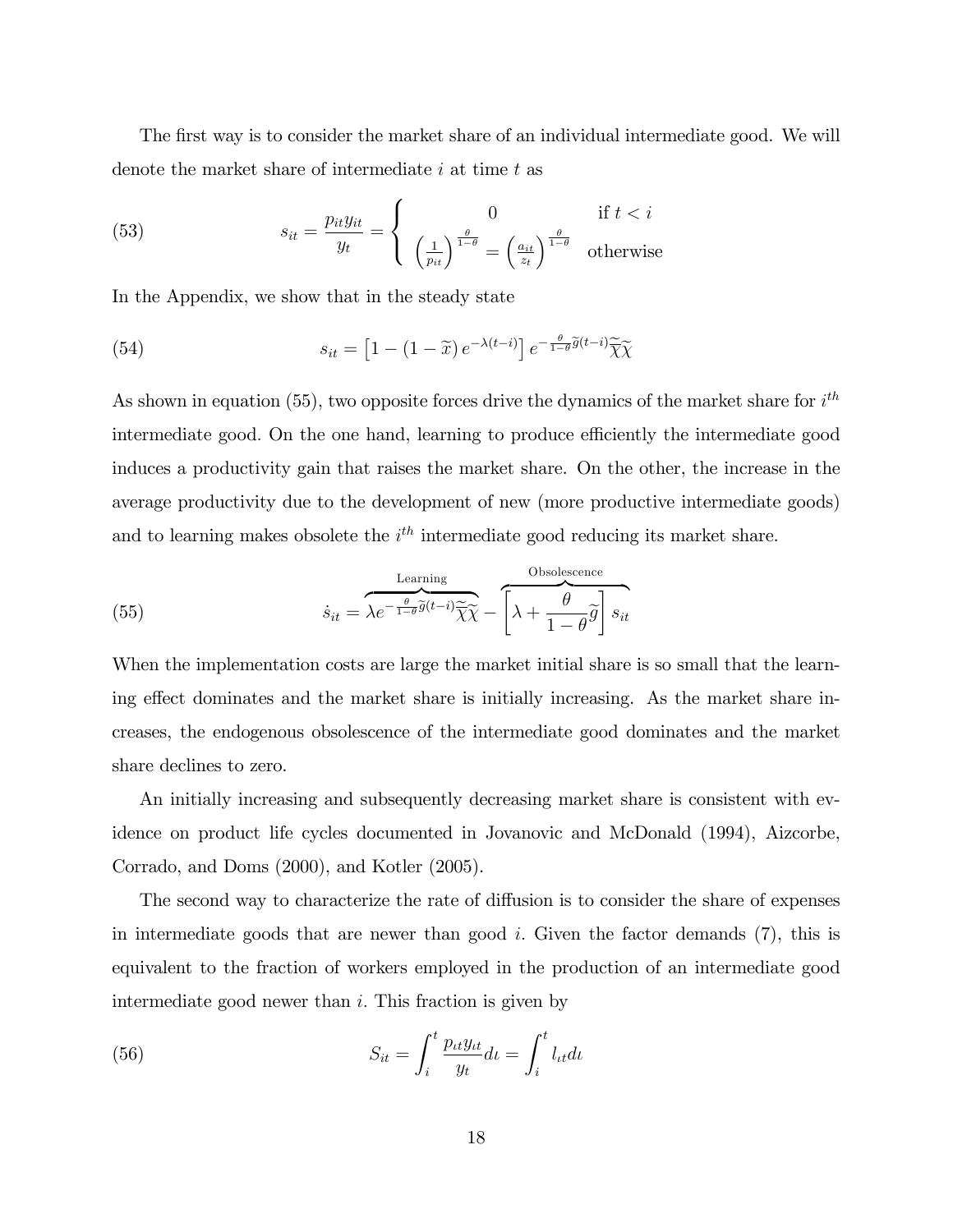The first way is to consider the market share of an individual intermediate good. We will denote the market share of intermediate $i$ at time $t$ as

$$
s_{it} = \frac{p_{it} y_{it}}{y_t} = \begin{cases} 0 & \text{if } t < i \\ \left(\frac{1}{p_{it}}\right)^{\frac{\theta}{1-\theta}} = \left(\frac{a_{it}}{z_t}\right)^{\frac{\theta}{1-\theta}} & \text{otherwise} \end{cases} \tag{53}
$$

In the Appendix, we show that in the steady state

$$
s_{it} = \left[1 - (1 - \widetilde{x})\, e^{-\lambda(t-i)}\right] e^{-\frac{\theta}{1-\theta}\widetilde{g}(t-i)} \widetilde{\chi}\widetilde{\chi} \tag{54}
$$

As shown in equation (55), two opposite forces drive the dynamics of the market share for $i^{th}$ intermediate good. On the one hand, learning to produce efficiently the intermediate good induces a productivity gain that raises the market share. On the other, the increase in the average productivity due to the development of new (more productive intermediate goods) and to learning makes obsolete the $i^{th}$ intermediate good reducing its market share.

$$
\dot{s}_{it} = \overbrace{\lambda e^{-\frac{\theta}{1-\theta}\widetilde{g}(t-i)} \widetilde{\chi}\widetilde{\chi}}^{\text{Learning}} - \overbrace{\left[\lambda + \frac{\theta}{1-\theta}\widetilde{g}\right] s_{it}}^{\text{Obsolescence}} \tag{55}
$$

When the implementation costs are large the market initial share is so small that the learning effect dominates and the market share is initially increasing. As the market share increases, the endogenous obsolescence of the intermediate good dominates and the market share declines to zero.

An initially increasing and subsequently decreasing market share is consistent with evidence on product life cycles documented in Jovanovic and McDonald (1994), Aizcorbe, Corrado, and Doms (2000), and Kotler (2005).

The second way to characterize the rate of diffusion is to consider the share of expenses in intermediate goods that are newer than good $i$. Given the factor demands (7), this is equivalent to the fraction of workers employed in the production of an intermediate good intermediate good newer than $i$. This fraction is given by

$$
S_{it} = \int_i^t \frac{p_{\iota t} y_{\iota t}}{y_t} d\iota = \int_i^t l_{\iota t} d\iota \tag{56}
$$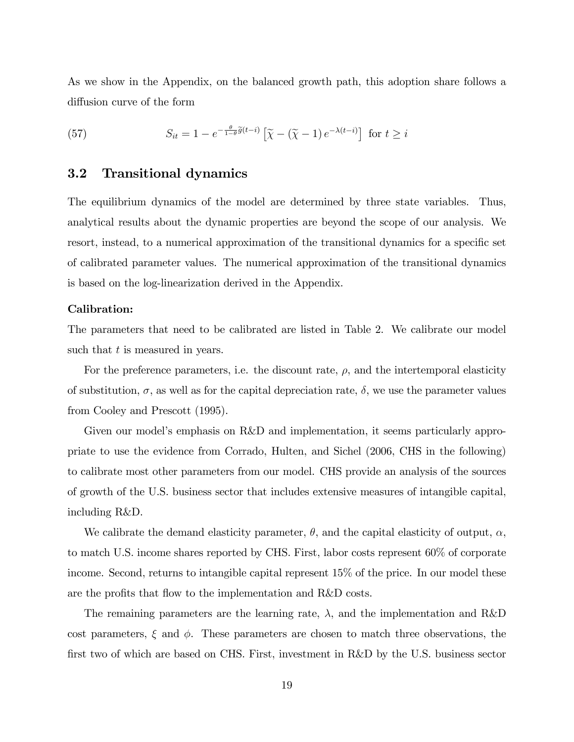As we show in the Appendix, on the balanced growth path, this adoption share follows a diffusion curve of the form

$$S_{it} = 1 - e^{-\frac{\theta}{1-\theta}\widetilde{g}(t-i)} \left[\widetilde{\chi} - (\widetilde{\chi} - 1) e^{-\lambda(t-i)}\right] \text{ for } t \geq i \tag{57}$$

## 3.2 Transitional dynamics

The equilibrium dynamics of the model are determined by three state variables. Thus, analytical results about the dynamic properties are beyond the scope of our analysis. We resort, instead, to a numerical approximation of the transitional dynamics for a specific set of calibrated parameter values. The numerical approximation of the transitional dynamics is based on the log-linearization derived in the Appendix.

**Calibration:**

The parameters that need to be calibrated are listed in Table 2. We calibrate our model such that $t$ is measured in years.

For the preference parameters, i.e. the discount rate, $\rho$, and the intertemporal elasticity of substitution, $\sigma$, as well as for the capital depreciation rate, $\delta$, we use the parameter values from Cooley and Prescott (1995).

Given our model's emphasis on R&D and implementation, it seems particularly appropriate to use the evidence from Corrado, Hulten, and Sichel (2006, CHS in the following) to calibrate most other parameters from our model. CHS provide an analysis of the sources of growth of the U.S. business sector that includes extensive measures of intangible capital, including R&D.

We calibrate the demand elasticity parameter, $\theta$, and the capital elasticity of output, $\alpha$, to match U.S. income shares reported by CHS. First, labor costs represent 60% of corporate income. Second, returns to intangible capital represent 15% of the price. In our model these are the profits that flow to the implementation and R&D costs.

The remaining parameters are the learning rate, $\lambda$, and the implementation and R&D cost parameters, $\xi$ and $\phi$. These parameters are chosen to match three observations, the first two of which are based on CHS. First, investment in R&D by the U.S. business sector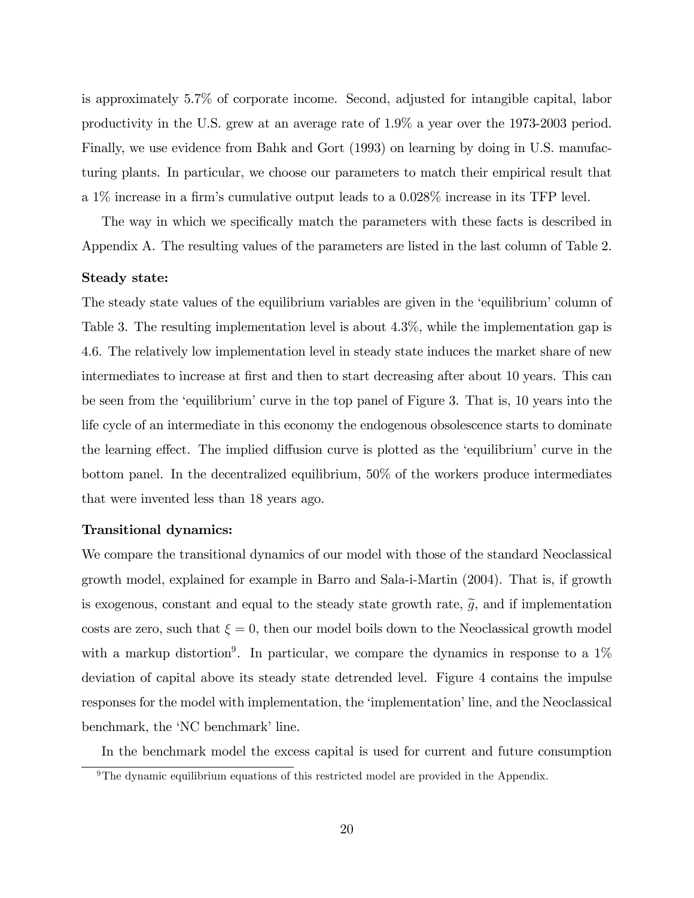is approximately 5.7% of corporate income. Second, adjusted for intangible capital, labor productivity in the U.S. grew at an average rate of 1.9% a year over the 1973-2003 period. Finally, we use evidence from Bahk and Gort (1993) on learning by doing in U.S. manufacturing plants. In particular, we choose our parameters to match their empirical result that a 1% increase in a firm's cumulative output leads to a 0.028% increase in its TFP level.

The way in which we specifically match the parameters with these facts is described in Appendix A. The resulting values of the parameters are listed in the last column of Table 2.

**Steady state:**

The steady state values of the equilibrium variables are given in the 'equilibrium' column of Table 3. The resulting implementation level is about 4.3%, while the implementation gap is 4.6. The relatively low implementation level in steady state induces the market share of new intermediates to increase at first and then to start decreasing after about 10 years. This can be seen from the 'equilibrium' curve in the top panel of Figure 3. That is, 10 years into the life cycle of an intermediate in this economy the endogenous obsolescence starts to dominate the learning effect. The implied diffusion curve is plotted as the 'equilibrium' curve in the bottom panel. In the decentralized equilibrium, 50% of the workers produce intermediates that were invented less than 18 years ago.

**Transitional dynamics:**

We compare the transitional dynamics of our model with those of the standard Neoclassical growth model, explained for example in Barro and Sala-i-Martin (2004). That is, if growth is exogenous, constant and equal to the steady state growth rate, $\widetilde{g}$, and if implementation costs are zero, such that $\xi = 0$, then our model boils down to the Neoclassical growth model with a markup distortion[9]. In particular, we compare the dynamics in response to a 1% deviation of capital above its steady state detrended level. Figure 4 contains the impulse responses for the model with implementation, the 'implementation' line, and the Neoclassical benchmark, the 'NC benchmark' line.

In the benchmark model the excess capital is used for current and future consumption

[9]The dynamic equilibrium equations of this restricted model are provided in the Appendix.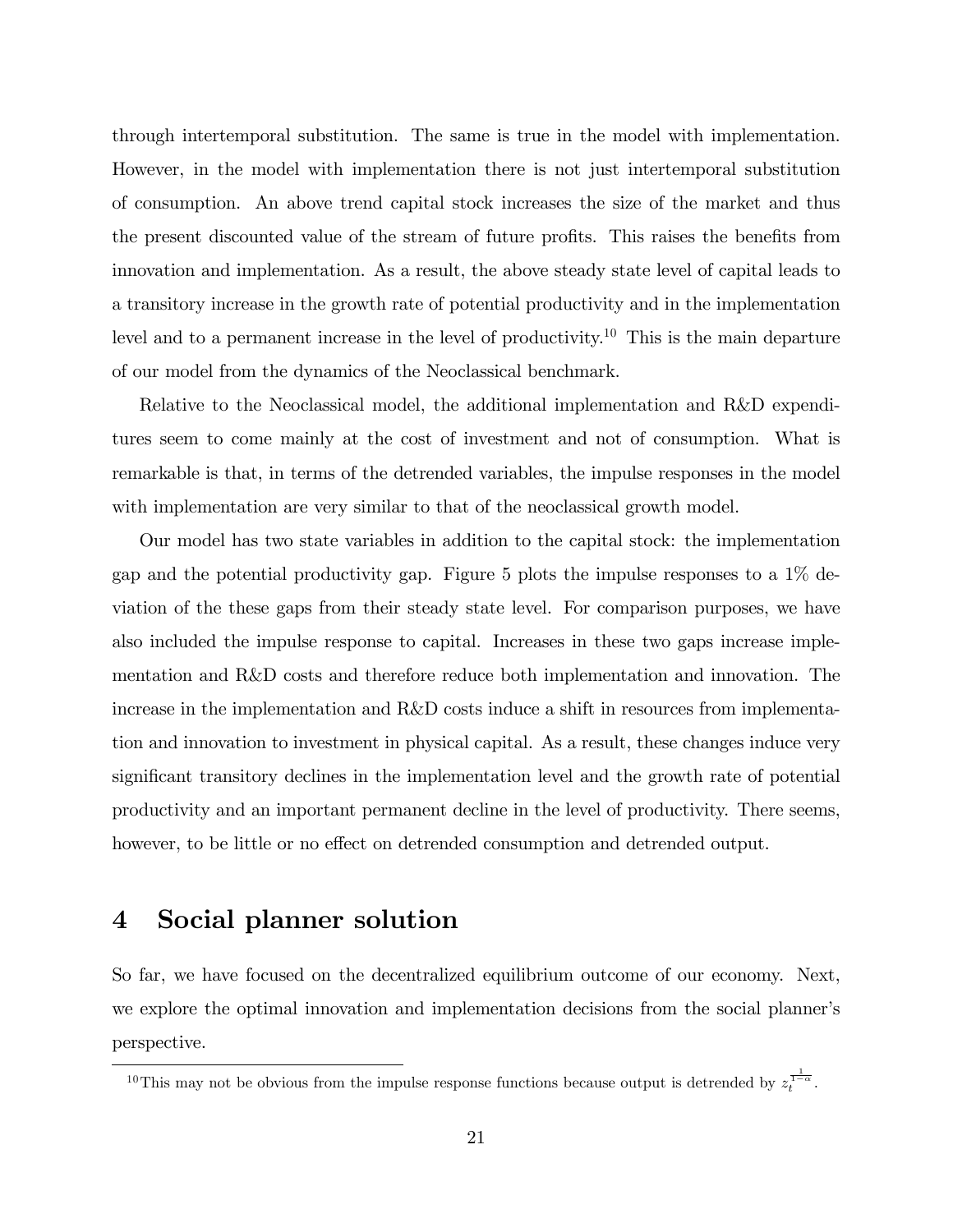through intertemporal substitution. The same is true in the model with implementation. However, in the model with implementation there is not just intertemporal substitution of consumption. An above trend capital stock increases the size of the market and thus the present discounted value of the stream of future profits. This raises the benefits from innovation and implementation. As a result, the above steady state level of capital leads to a transitory increase in the growth rate of potential productivity and in the implementation level and to a permanent increase in the level of productivity.[10] This is the main departure of our model from the dynamics of the Neoclassical benchmark.

Relative to the Neoclassical model, the additional implementation and R&D expenditures seem to come mainly at the cost of investment and not of consumption. What is remarkable is that, in terms of the detrended variables, the impulse responses in the model with implementation are very similar to that of the neoclassical growth model.

Our model has two state variables in addition to the capital stock: the implementation gap and the potential productivity gap. Figure 5 plots the impulse responses to a 1% deviation of the these gaps from their steady state level. For comparison purposes, we have also included the impulse response to capital. Increases in these two gaps increase implementation and R&D costs and therefore reduce both implementation and innovation. The increase in the implementation and R&D costs induce a shift in resources from implementation and innovation to investment in physical capital. As a result, these changes induce very significant transitory declines in the implementation level and the growth rate of potential productivity and an important permanent decline in the level of productivity. There seems, however, to be little or no effect on detrended consumption and detrended output.

# 4 Social planner solution

So far, we have focused on the decentralized equilibrium outcome of our economy. Next, we explore the optimal innovation and implementation decisions from the social planner's perspective.

[10] This may not be obvious from the impulse response functions because output is detrended by $z_t^{\frac{1}{1-\alpha}}$.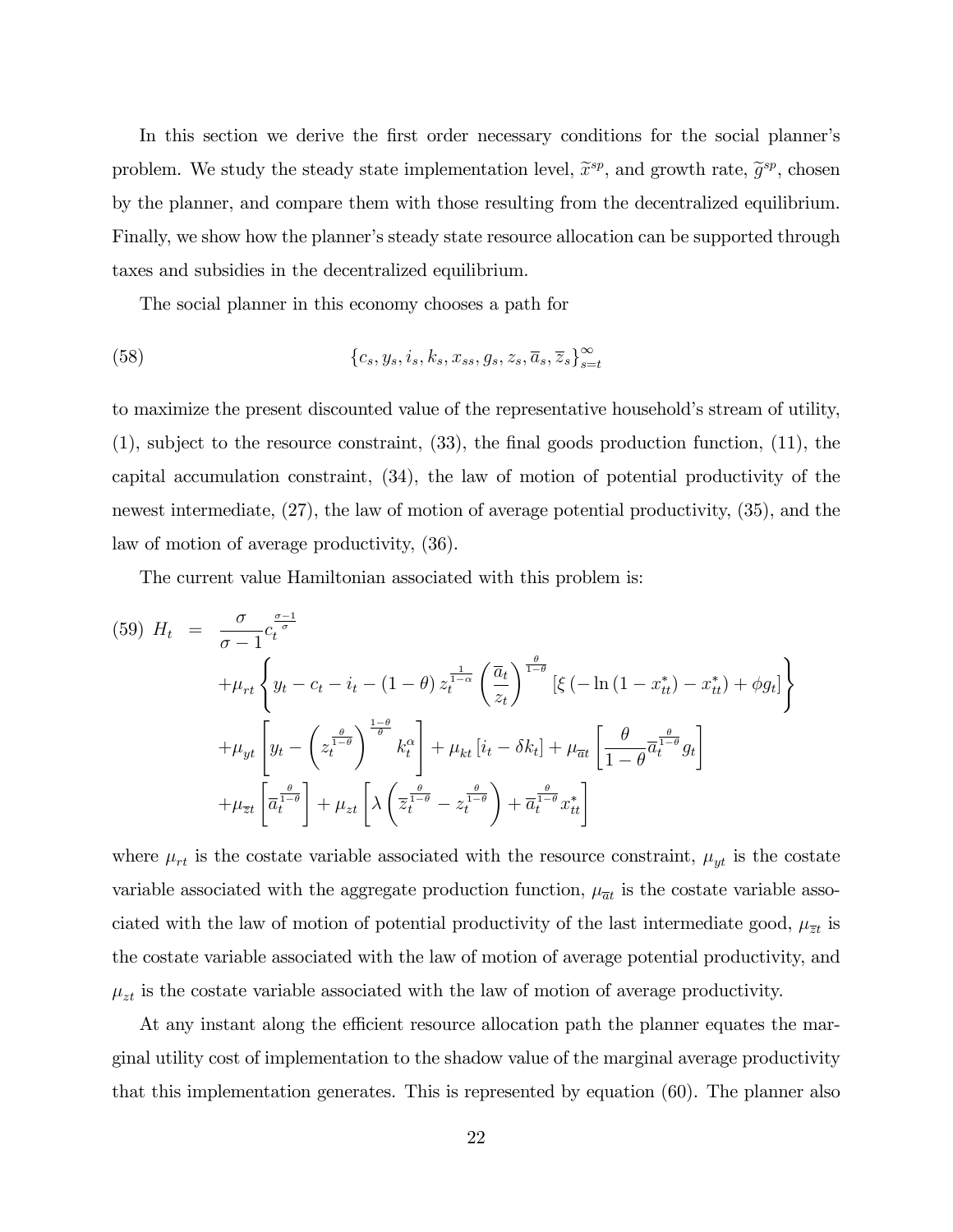In this section we derive the first order necessary conditions for the social planner's problem. We study the steady state implementation level, $\widetilde{x}^{sp}$, and growth rate, $\widetilde{g}^{sp}$, chosen by the planner, and compare them with those resulting from the decentralized equilibrium. Finally, we show how the planner's steady state resource allocation can be supported through taxes and subsidies in the decentralized equilibrium.

The social planner in this economy chooses a path for

$$\{c_s, y_s, i_s, k_s, x_{ss}, g_s, z_s, \overline{a}_s, \overline{z}_s\}_{s=t}^{\infty} \tag{58}$$

to maximize the present discounted value of the representative household's stream of utility, (1), subject to the resource constraint, (33), the final goods production function, (11), the capital accumulation constraint, (34), the law of motion of potential productivity of the newest intermediate, (27), the law of motion of average potential productivity, (35), and the law of motion of average productivity, (36).

The current value Hamiltonian associated with this problem is:

$$
\begin{aligned}
(59)\ H_t \ =\ & \frac{\sigma}{\sigma-1} c_t^{\frac{\sigma-1}{\sigma}} \\
& + \mu_{rt} \left\{ y_t - c_t - i_t - (1-\theta)\, z_t^{\frac{1}{1-\alpha}} \left(\frac{\overline{a}_t}{z_t}\right)^{\frac{\theta}{1-\theta}} \left[\xi \left(-\ln\left(1-x_{tt}^*\right) - x_{tt}^*\right) + \phi g_t\right] \right\} \\
& + \mu_{yt} \left[ y_t - \left(z_t^{\frac{\theta}{1-\theta}}\right)^{\frac{1-\theta}{\theta}} k_t^{\alpha} \right] + \mu_{kt}\left[i_t - \delta k_t\right] + \mu_{\overline{a}t}\left[\frac{\theta}{1-\theta} \overline{a}_t^{\frac{\theta}{1-\theta}} g_t\right] \\
& + \mu_{\overline{z}t}\left[\overline{a}_t^{\frac{\theta}{1-\theta}}\right] + \mu_{zt}\left[\lambda\left(\overline{z}_t^{\frac{\theta}{1-\theta}} - z_t^{\frac{\theta}{1-\theta}}\right) + \overline{a}_t^{\frac{\theta}{1-\theta}} x_{tt}^*\right]
\end{aligned}
$$

where $\mu_{rt}$ is the costate variable associated with the resource constraint, $\mu_{yt}$ is the costate variable associated with the aggregate production function, $\mu_{\overline{a}t}$ is the costate variable associated with the law of motion of potential productivity of the last intermediate good, $\mu_{\overline{z}t}$ is the costate variable associated with the law of motion of average potential productivity, and $\mu_{zt}$ is the costate variable associated with the law of motion of average productivity.

At any instant along the efficient resource allocation path the planner equates the marginal utility cost of implementation to the shadow value of the marginal average productivity that this implementation generates. This is represented by equation (60). The planner also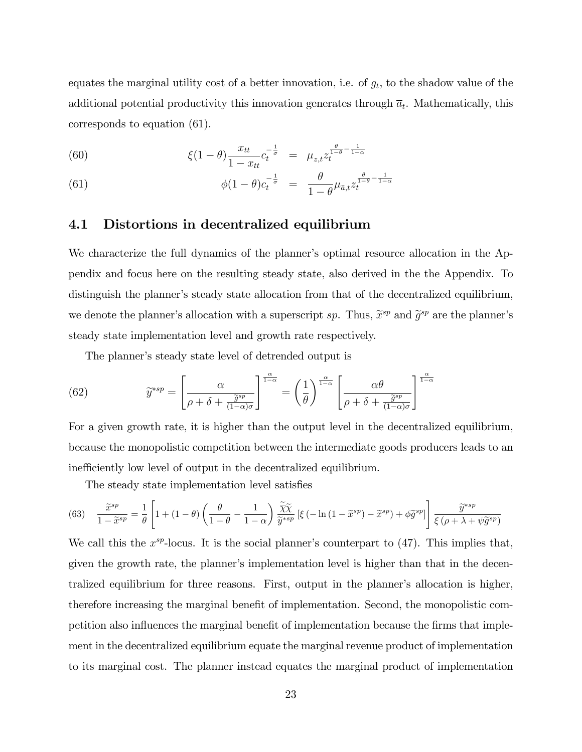equates the marginal utility cost of a better innovation, i.e. of $g_t$, to the shadow value of the additional potential productivity this innovation generates through $\overline{a}_t$. Mathematically, this corresponds to equation (61).

$$\xi(1-\theta)\frac{x_{tt}}{1-x_{tt}}c_t^{-\frac{1}{\sigma}} = \mu_{z,t}z_t^{\frac{\theta}{1-\theta}-\frac{1}{1-\alpha}} \tag{60}$$

$$\phi(1-\theta)c_t^{-\frac{1}{\sigma}} = \frac{\theta}{1-\theta}\mu_{\overline{a},t}z_t^{\frac{\theta}{1-\theta}-\frac{1}{1-\alpha}} \tag{61}$$

## 4.1 Distortions in decentralized equilibrium

We characterize the full dynamics of the planner's optimal resource allocation in the Appendix and focus here on the resulting steady state, also derived in the the Appendix. To distinguish the planner's steady state allocation from that of the decentralized equilibrium, we denote the planner's allocation with a superscript $sp$. Thus, $\widetilde{x}^{sp}$ and $\widetilde{g}^{sp}$ are the planner's steady state implementation level and growth rate respectively.

The planner's steady state level of detrended output is

$$\widetilde{y}^{*sp} = \left[\frac{\alpha}{\rho+\delta+\frac{\widetilde{g}^{sp}}{(1-\alpha)\sigma}}\right]^{\frac{\alpha}{1-\alpha}} = \left(\frac{1}{\theta}\right)^{\frac{\alpha}{1-\alpha}}\left[\frac{\alpha\theta}{\rho+\delta+\frac{\widetilde{g}^{sp}}{(1-\alpha)\sigma}}\right]^{\frac{\alpha}{1-\alpha}} \tag{62}$$

For a given growth rate, it is higher than the output level in the decentralized equilibrium, because the monopolistic competition between the intermediate goods producers leads to an inefficiently low level of output in the decentralized equilibrium.

The steady state implementation level satisfies

$$\frac{\widetilde{x}^{sp}}{1-\widetilde{x}^{sp}} = \frac{1}{\theta}\left[1+(1-\theta)\left(\frac{\theta}{1-\theta}-\frac{1}{1-\alpha}\right)\frac{\widetilde{\overline{\chi}}\widetilde{\chi}}{\widetilde{y}^{*sp}}\left[\xi\left(-\ln\left(1-\widetilde{x}^{sp}\right)-\widetilde{x}^{sp}\right)+\phi\widetilde{g}^{sp}\right]\right]\frac{\widetilde{y}^{*sp}}{\xi\left(\rho+\lambda+\psi\widetilde{g}^{sp}\right)} \tag{63}$$

We call this the $x^{sp}$-locus. It is the social planner's counterpart to (47). This implies that, given the growth rate, the planner's implementation level is higher than that in the decentralized equilibrium for three reasons. First, output in the planner's allocation is higher, therefore increasing the marginal benefit of implementation. Second, the monopolistic competition also influences the marginal benefit of implementation because the firms that implement in the decentralized equilibrium equate the marginal revenue product of implementation to its marginal cost. The planner instead equates the marginal product of implementation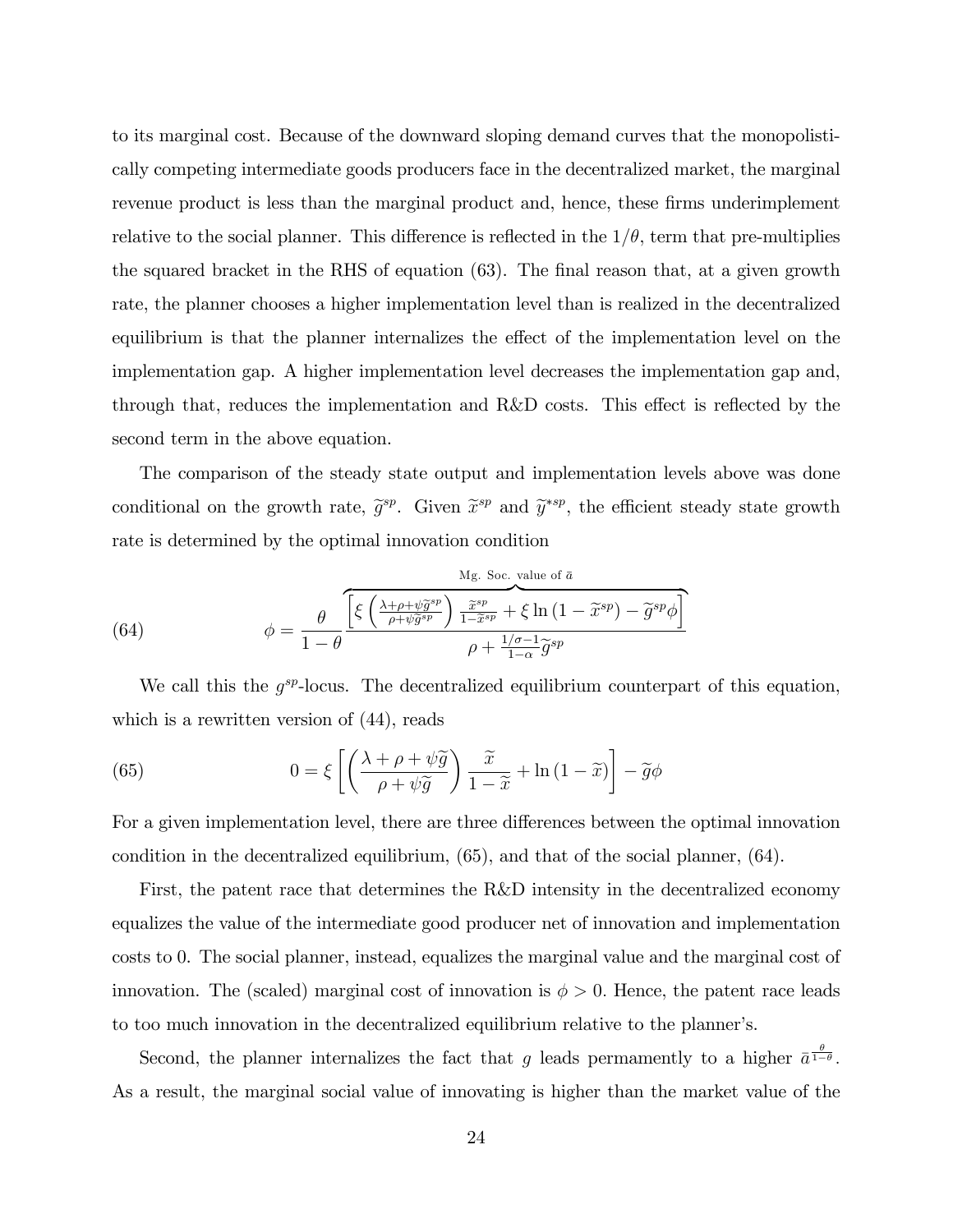to its marginal cost. Because of the downward sloping demand curves that the monopolistically competing intermediate goods producers face in the decentralized market, the marginal revenue product is less than the marginal product and, hence, these firms underimplement relative to the social planner. This difference is reflected in the $1/\theta$, term that pre-multiplies the squared bracket in the RHS of equation (63). The final reason that, at a given growth rate, the planner chooses a higher implementation level than is realized in the decentralized equilibrium is that the planner internalizes the effect of the implementation level on the implementation gap. A higher implementation level decreases the implementation gap and, through that, reduces the implementation and R&D costs. This effect is reflected by the second term in the above equation.

The comparison of the steady state output and implementation levels above was done conditional on the growth rate, $\widetilde{g}^{sp}$. Given $\widetilde{x}^{sp}$ and $\widetilde{y}^{*sp}$, the efficient steady state growth rate is determined by the optimal innovation condition

$$\phi = \frac{\theta}{1-\theta} \frac{\overbrace{\left[\xi \left(\frac{\lambda+\rho+\psi\widetilde{g}^{sp}}{\rho+\psi\widetilde{g}^{sp}}\right) \frac{\widetilde{x}^{sp}}{1-\widetilde{x}^{sp}} + \xi \ln\left(1-\widetilde{x}^{sp}\right) - \widetilde{g}^{sp}\phi\right]}^{\text{Mg. Soc. value of } \bar{a}}}{\rho + \frac{1/\sigma-1}{1-\alpha}\widetilde{g}^{sp}} \tag{64}$$

We call this the $g^{sp}$-locus. The decentralized equilibrium counterpart of this equation, which is a rewritten version of (44), reads

$$0 = \xi \left[\left(\frac{\lambda+\rho+\psi\widetilde{g}}{\rho+\psi\widetilde{g}}\right) \frac{\widetilde{x}}{1-\widetilde{x}} + \ln\left(1-\widetilde{x}\right)\right] - \widetilde{g}\phi \tag{65}$$

For a given implementation level, there are three differences between the optimal innovation condition in the decentralized equilibrium, (65), and that of the social planner, (64).

First, the patent race that determines the R&D intensity in the decentralized economy equalizes the value of the intermediate good producer net of innovation and implementation costs to 0. The social planner, instead, equalizes the marginal value and the marginal cost of innovation. The (scaled) marginal cost of innovation is $\phi > 0$. Hence, the patent race leads to too much innovation in the decentralized equilibrium relative to the planner's.

Second, the planner internalizes the fact that $g$ leads permamently to a higher $\bar{a}^{\frac{\theta}{1-\theta}}$. As a result, the marginal social value of innovating is higher than the market value of the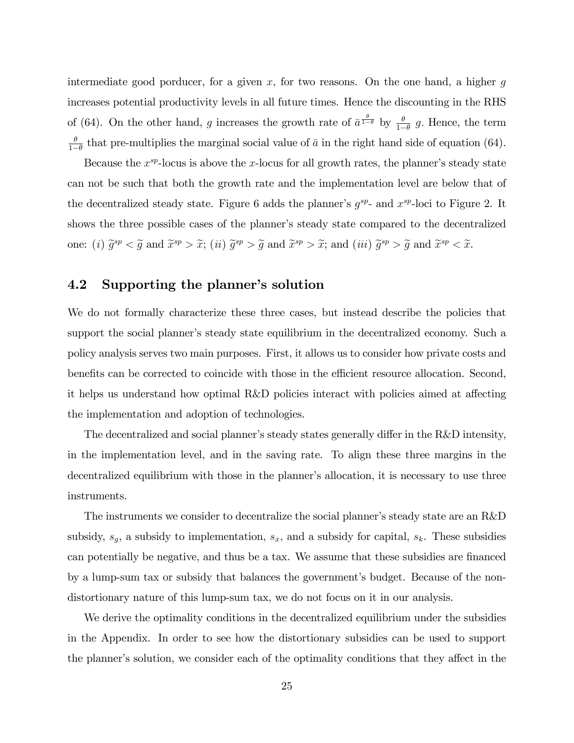intermediate good porducer, for a given $x$, for two reasons. On the one hand, a higher $g$ increases potential productivity levels in all future times. Hence the discounting in the RHS of (64). On the other hand, $g$ increases the growth rate of $\bar{a}^{\frac{\theta}{1-\theta}}$ by $\frac{\theta}{1-\theta}$ $g$. Hence, the term $\frac{\theta}{1-\theta}$ that pre-multiplies the marginal social value of $\bar{a}$ in the right hand side of equation (64).

Because the $x^{sp}$-locus is above the $x$-locus for all growth rates, the planner's steady state can not be such that both the growth rate and the implementation level are below that of the decentralized steady state. Figure 6 adds the planner's $g^{sp}$- and $x^{sp}$-loci to Figure 2. It shows the three possible cases of the planner's steady state compared to the decentralized one: $(i)$ $\widetilde{g}^{sp} < \widetilde{g}$ and $\widetilde{x}^{sp} > \widetilde{x}$; $(ii)$ $\widetilde{g}^{sp} > \widetilde{g}$ and $\widetilde{x}^{sp} > \widetilde{x}$; and $(iii)$ $\widetilde{g}^{sp} > \widetilde{g}$ and $\widetilde{x}^{sp} < \widetilde{x}$.

## 4.2 Supporting the planner's solution

We do not formally characterize these three cases, but instead describe the policies that support the social planner's steady state equilibrium in the decentralized economy. Such a policy analysis serves two main purposes. First, it allows us to consider how private costs and benefits can be corrected to coincide with those in the efficient resource allocation. Second, it helps us understand how optimal R&D policies interact with policies aimed at affecting the implementation and adoption of technologies.

The decentralized and social planner's steady states generally differ in the R&D intensity, in the implementation level, and in the saving rate. To align these three margins in the decentralized equilibrium with those in the planner's allocation, it is necessary to use three instruments.

The instruments we consider to decentralize the social planner's steady state are an R&D subsidy, $s_g$, a subsidy to implementation, $s_x$, and a subsidy for capital, $s_k$. These subsidies can potentially be negative, and thus be a tax. We assume that these subsidies are financed by a lump-sum tax or subsidy that balances the government's budget. Because of the non-distortionary nature of this lump-sum tax, we do not focus on it in our analysis.

We derive the optimality conditions in the decentralized equilibrium under the subsidies in the Appendix. In order to see how the distortionary subsidies can be used to support the planner's solution, we consider each of the optimality conditions that they affect in the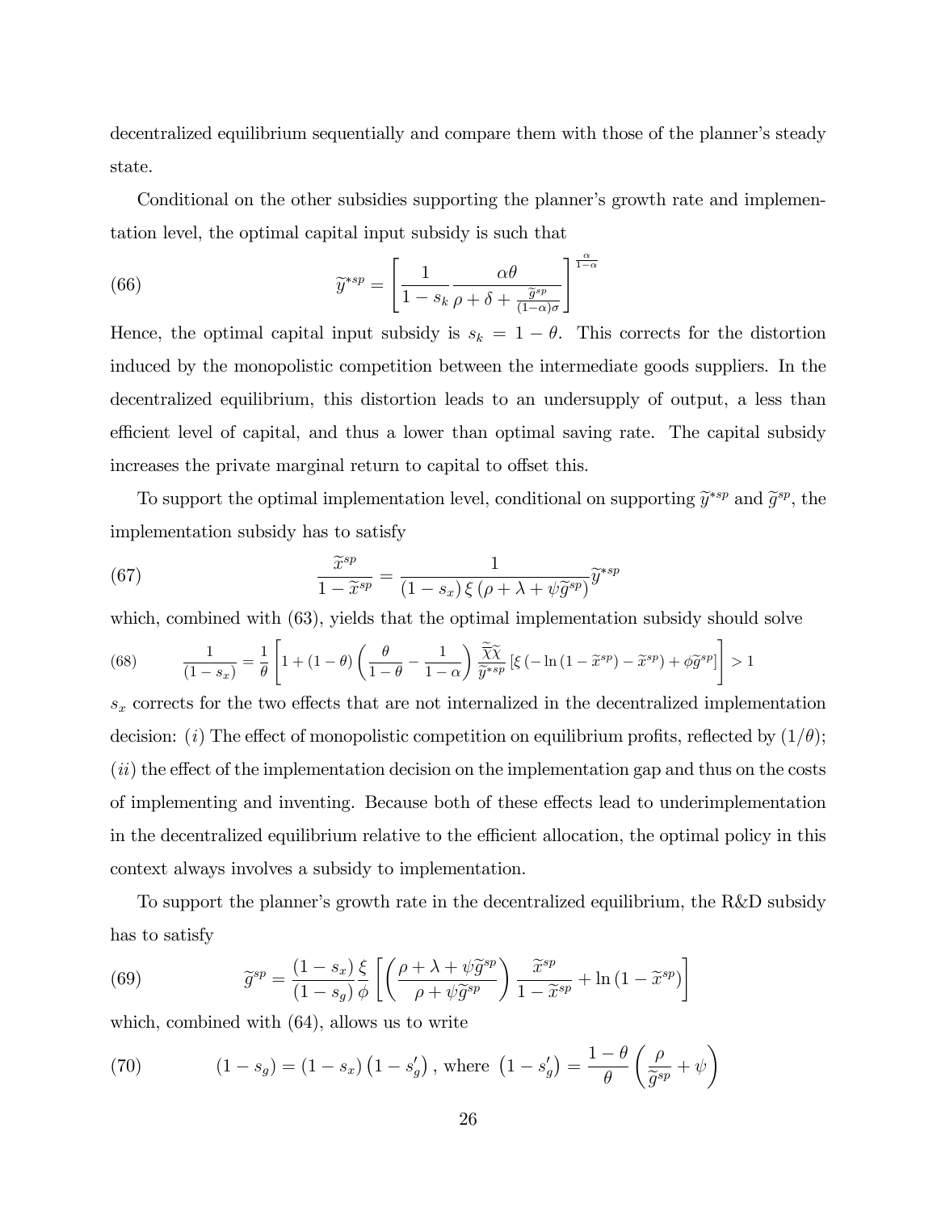decentralized equilibrium sequentially and compare them with those of the planner's steady state.

Conditional on the other subsidies supporting the planner's growth rate and implementation level, the optimal capital input subsidy is such that

$$\widetilde{y}^{*sp} = \left[\frac{1}{1-s_k}\frac{\alpha\theta}{\rho+\delta+\frac{\widetilde{g}^{sp}}{(1-\alpha)\sigma}}\right]^{\frac{\alpha}{1-\alpha}} \tag{66}$$

Hence, the optimal capital input subsidy is $s_k = 1-\theta$. This corrects for the distortion induced by the monopolistic competition between the intermediate goods suppliers. In the decentralized equilibrium, this distortion leads to an undersupply of output, a less than efficient level of capital, and thus a lower than optimal saving rate. The capital subsidy increases the private marginal return to capital to offset this.

To support the optimal implementation level, conditional on supporting $\widetilde{y}^{*sp}$ and $\widetilde{g}^{sp}$, the implementation subsidy has to satisfy

$$\frac{\widetilde{x}^{sp}}{1-\widetilde{x}^{sp}} = \frac{1}{(1-s_x)\,\xi\,(\rho+\lambda+\psi\widetilde{g}^{sp})}\widetilde{y}^{*sp} \tag{67}$$

which, combined with (63), yields that the optimal implementation subsidy should solve

$$\frac{1}{(1-s_x)} = \frac{1}{\theta}\left[1+(1-\theta)\left(\frac{\theta}{1-\theta}-\frac{1}{1-\alpha}\right)\frac{\widetilde{\overline{\chi}}\widetilde{\chi}}{\widetilde{y}^{*sp}}\left[\xi\left(-\ln\left(1-\widetilde{x}^{sp}\right)-\widetilde{x}^{sp}\right)+\phi\widetilde{g}^{sp}\right]\right] > 1 \tag{68}$$

$s_x$ corrects for the two effects that are not internalized in the decentralized implementation decision: $(i)$ The effect of monopolistic competition on equilibrium profits, reflected by $(1/\theta)$; $(ii)$ the effect of the implementation decision on the implementation gap and thus on the costs of implementing and inventing. Because both of these effects lead to underimplementation in the decentralized equilibrium relative to the efficient allocation, the optimal policy in this context always involves a subsidy to implementation.

To support the planner's growth rate in the decentralized equilibrium, the R&D subsidy has to satisfy

$$\widetilde{g}^{sp} = \frac{(1-s_x)}{(1-s_g)}\frac{\xi}{\phi}\left[\left(\frac{\rho+\lambda+\psi\widetilde{g}^{sp}}{\rho+\psi\widetilde{g}^{sp}}\right)\frac{\widetilde{x}^{sp}}{1-\widetilde{x}^{sp}}+\ln\left(1-\widetilde{x}^{sp}\right)\right] \tag{69}$$

which, combined with (64), allows us to write

$$(1-s_g) = (1-s_x)\left(1-s_g'\right), \text{ where } \left(1-s_g'\right) = \frac{1-\theta}{\theta}\left(\frac{\rho}{\widetilde{g}^{sp}}+\psi\right) \tag{70}$$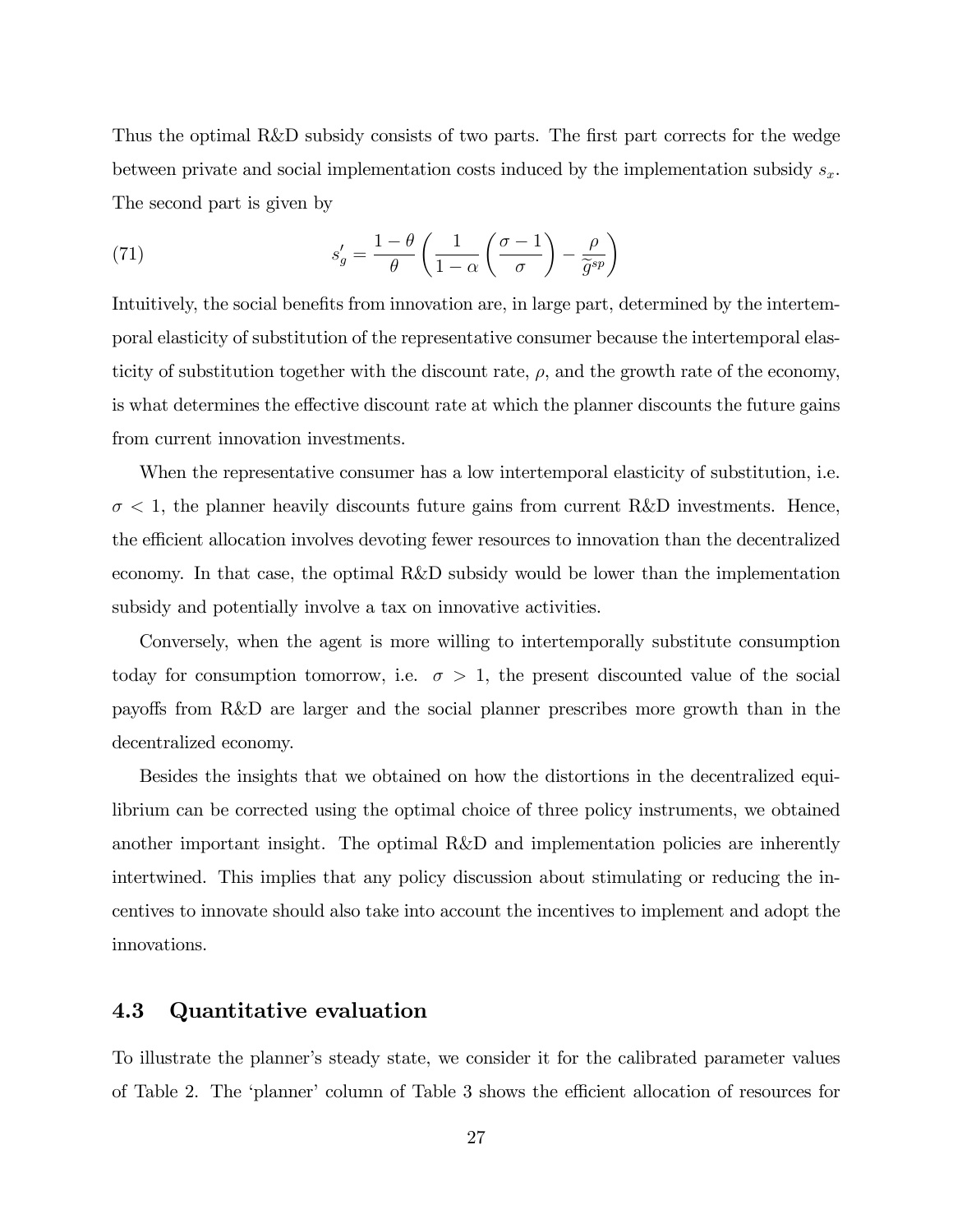Thus the optimal R&D subsidy consists of two parts. The first part corrects for the wedge between private and social implementation costs induced by the implementation subsidy $s_x$. The second part is given by

$$s_g' = \frac{1-\theta}{\theta}\left(\frac{1}{1-\alpha}\left(\frac{\sigma-1}{\sigma}\right) - \frac{\rho}{\widetilde{g}^{sp}}\right) \tag{71}$$

Intuitively, the social benefits from innovation are, in large part, determined by the intertemporal elasticity of substitution of the representative consumer because the intertemporal elasticity of substitution together with the discount rate, $\rho$, and the growth rate of the economy, is what determines the effective discount rate at which the planner discounts the future gains from current innovation investments.

When the representative consumer has a low intertemporal elasticity of substitution, i.e. $\sigma < 1$, the planner heavily discounts future gains from current R&D investments. Hence, the efficient allocation involves devoting fewer resources to innovation than the decentralized economy. In that case, the optimal R&D subsidy would be lower than the implementation subsidy and potentially involve a tax on innovative activities.

Conversely, when the agent is more willing to intertemporally substitute consumption today for consumption tomorrow, i.e. $\sigma > 1$, the present discounted value of the social payoffs from R&D are larger and the social planner prescribes more growth than in the decentralized economy.

Besides the insights that we obtained on how the distortions in the decentralized equilibrium can be corrected using the optimal choice of three policy instruments, we obtained another important insight. The optimal R&D and implementation policies are inherently intertwined. This implies that any policy discussion about stimulating or reducing the incentives to innovate should also take into account the incentives to implement and adopt the innovations.

### 4.3 Quantitative evaluation

To illustrate the planner's steady state, we consider it for the calibrated parameter values of Table 2. The 'planner' column of Table 3 shows the efficient allocation of resources for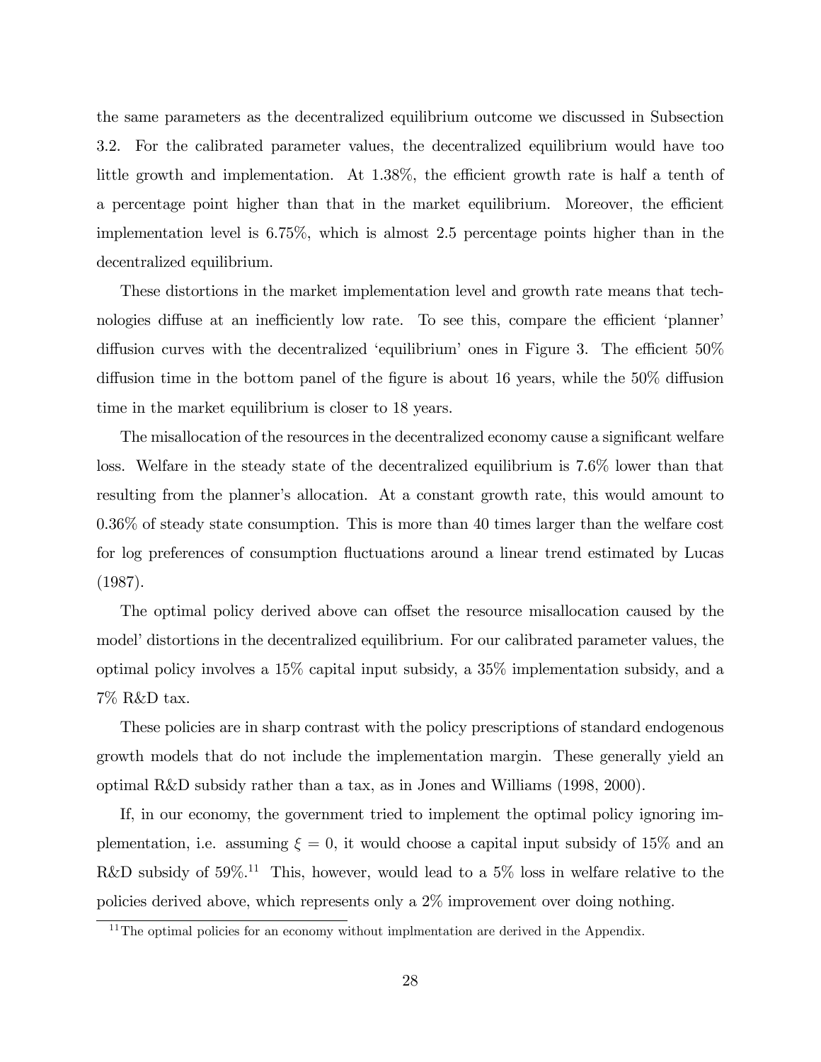the same parameters as the decentralized equilibrium outcome we discussed in Subsection 3.2. For the calibrated parameter values, the decentralized equilibrium would have too little growth and implementation. At 1.38%, the efficient growth rate is half a tenth of a percentage point higher than that in the market equilibrium. Moreover, the efficient implementation level is 6.75%, which is almost 2.5 percentage points higher than in the decentralized equilibrium.

These distortions in the market implementation level and growth rate means that technologies diffuse at an inefficiently low rate. To see this, compare the efficient 'planner' diffusion curves with the decentralized 'equilibrium' ones in Figure 3. The efficient 50% diffusion time in the bottom panel of the figure is about 16 years, while the 50% diffusion time in the market equilibrium is closer to 18 years.

The misallocation of the resources in the decentralized economy cause a significant welfare loss. Welfare in the steady state of the decentralized equilibrium is 7.6% lower than that resulting from the planner's allocation. At a constant growth rate, this would amount to 0.36% of steady state consumption. This is more than 40 times larger than the welfare cost for log preferences of consumption fluctuations around a linear trend estimated by Lucas (1987).

The optimal policy derived above can offset the resource misallocation caused by the model' distortions in the decentralized equilibrium. For our calibrated parameter values, the optimal policy involves a 15% capital input subsidy, a 35% implementation subsidy, and a 7% R&D tax.

These policies are in sharp contrast with the policy prescriptions of standard endogenous growth models that do not include the implementation margin. These generally yield an optimal R&D subsidy rather than a tax, as in Jones and Williams (1998, 2000).

If, in our economy, the government tried to implement the optimal policy ignoring implementation, i.e. assuming $\xi = 0$, it would choose a capital input subsidy of 15% and an R&D subsidy of 59%.[11] This, however, would lead to a 5% loss in welfare relative to the policies derived above, which represents only a 2% improvement over doing nothing.

[11] The optimal policies for an economy without implmentation are derived in the Appendix.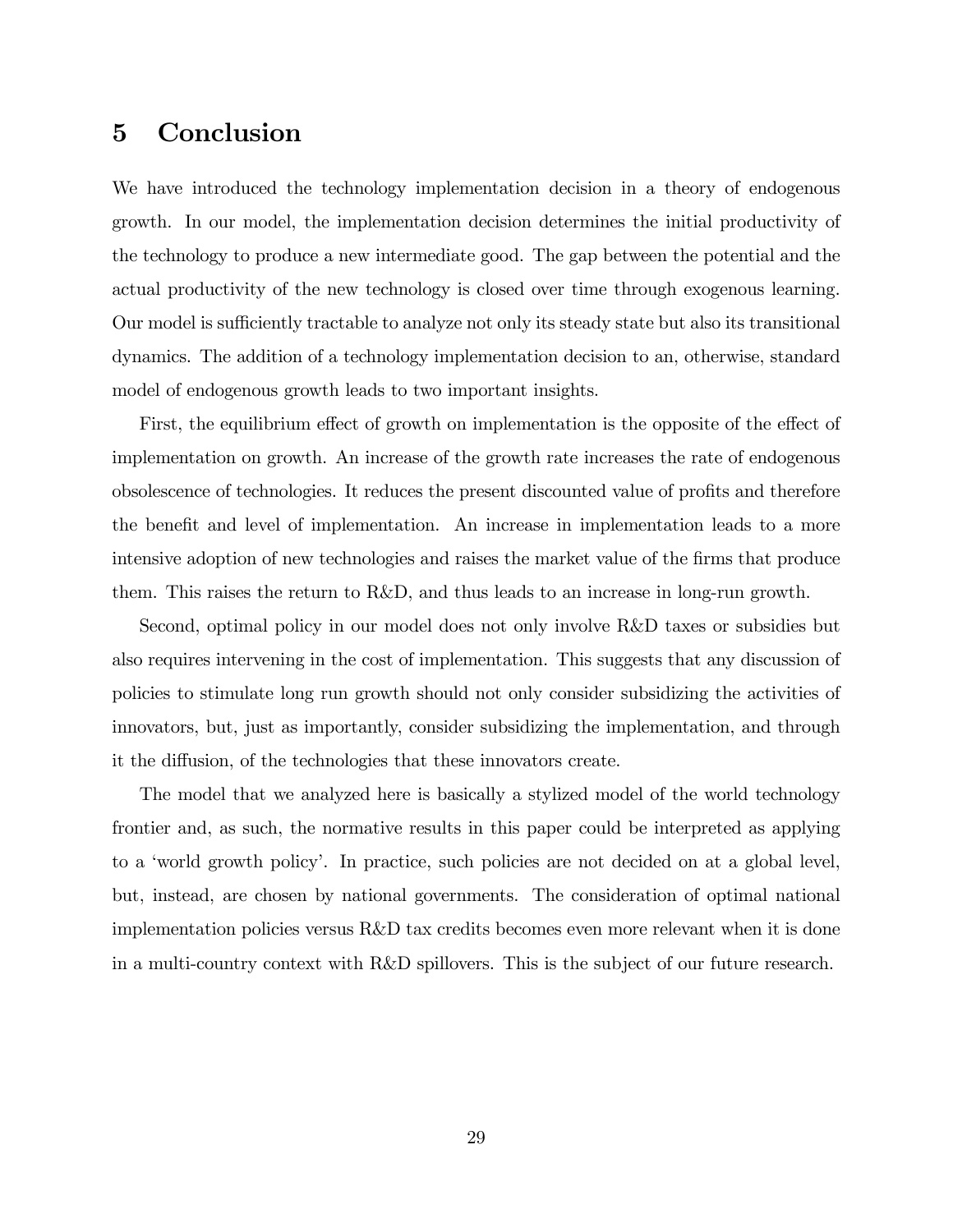# 5 Conclusion

We have introduced the technology implementation decision in a theory of endogenous growth. In our model, the implementation decision determines the initial productivity of the technology to produce a new intermediate good. The gap between the potential and the actual productivity of the new technology is closed over time through exogenous learning. Our model is sufficiently tractable to analyze not only its steady state but also its transitional dynamics. The addition of a technology implementation decision to an, otherwise, standard model of endogenous growth leads to two important insights.

First, the equilibrium effect of growth on implementation is the opposite of the effect of implementation on growth. An increase of the growth rate increases the rate of endogenous obsolescence of technologies. It reduces the present discounted value of profits and therefore the benefit and level of implementation. An increase in implementation leads to a more intensive adoption of new technologies and raises the market value of the firms that produce them. This raises the return to R&D, and thus leads to an increase in long-run growth.

Second, optimal policy in our model does not only involve R&D taxes or subsidies but also requires intervening in the cost of implementation. This suggests that any discussion of policies to stimulate long run growth should not only consider subsidizing the activities of innovators, but, just as importantly, consider subsidizing the implementation, and through it the diffusion, of the technologies that these innovators create.

The model that we analyzed here is basically a stylized model of the world technology frontier and, as such, the normative results in this paper could be interpreted as applying to a 'world growth policy'. In practice, such policies are not decided on at a global level, but, instead, are chosen by national governments. The consideration of optimal national implementation policies versus R&D tax credits becomes even more relevant when it is done in a multi-country context with R&D spillovers. This is the subject of our future research.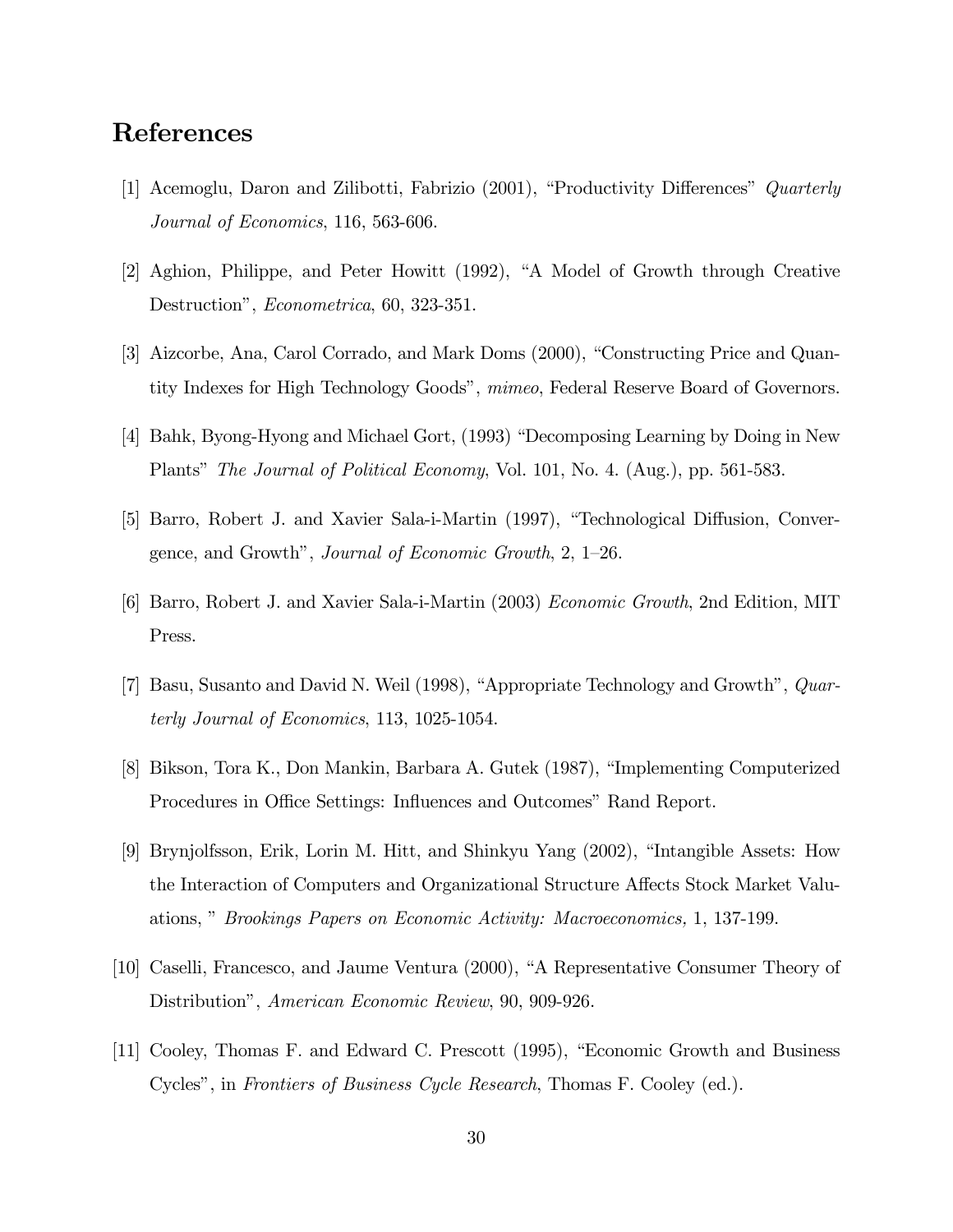# References

[1] Acemoglu, Daron and Zilibotti, Fabrizio (2001), "Productivity Differences" *Quarterly Journal of Economics*, 116, 563-606.

[2] Aghion, Philippe, and Peter Howitt (1992), "A Model of Growth through Creative Destruction", *Econometrica*, 60, 323-351.

[3] Aizcorbe, Ana, Carol Corrado, and Mark Doms (2000), "Constructing Price and Quantity Indexes for High Technology Goods", *mimeo*, Federal Reserve Board of Governors.

[4] Bahk, Byong-Hyong and Michael Gort, (1993) "Decomposing Learning by Doing in New Plants" *The Journal of Political Economy*, Vol. 101, No. 4. (Aug.), pp. 561-583.

[5] Barro, Robert J. and Xavier Sala-i-Martin (1997), "Technological Diffusion, Convergence, and Growth", *Journal of Economic Growth*, 2, 1–26.

[6] Barro, Robert J. and Xavier Sala-i-Martin (2003) *Economic Growth*, 2nd Edition, MIT Press.

[7] Basu, Susanto and David N. Weil (1998), "Appropriate Technology and Growth", *Quarterly Journal of Economics*, 113, 1025-1054.

[8] Bikson, Tora K., Don Mankin, Barbara A. Gutek (1987), "Implementing Computerized Procedures in Office Settings: Influences and Outcomes" Rand Report.

[9] Brynjolfsson, Erik, Lorin M. Hitt, and Shinkyu Yang (2002), "Intangible Assets: How the Interaction of Computers and Organizational Structure Affects Stock Market Valuations, " *Brookings Papers on Economic Activity: Macroeconomics,* 1, 137-199.

[10] Caselli, Francesco, and Jaume Ventura (2000), "A Representative Consumer Theory of Distribution", *American Economic Review*, 90, 909-926.

[11] Cooley, Thomas F. and Edward C. Prescott (1995), "Economic Growth and Business Cycles", in *Frontiers of Business Cycle Research*, Thomas F. Cooley (ed.).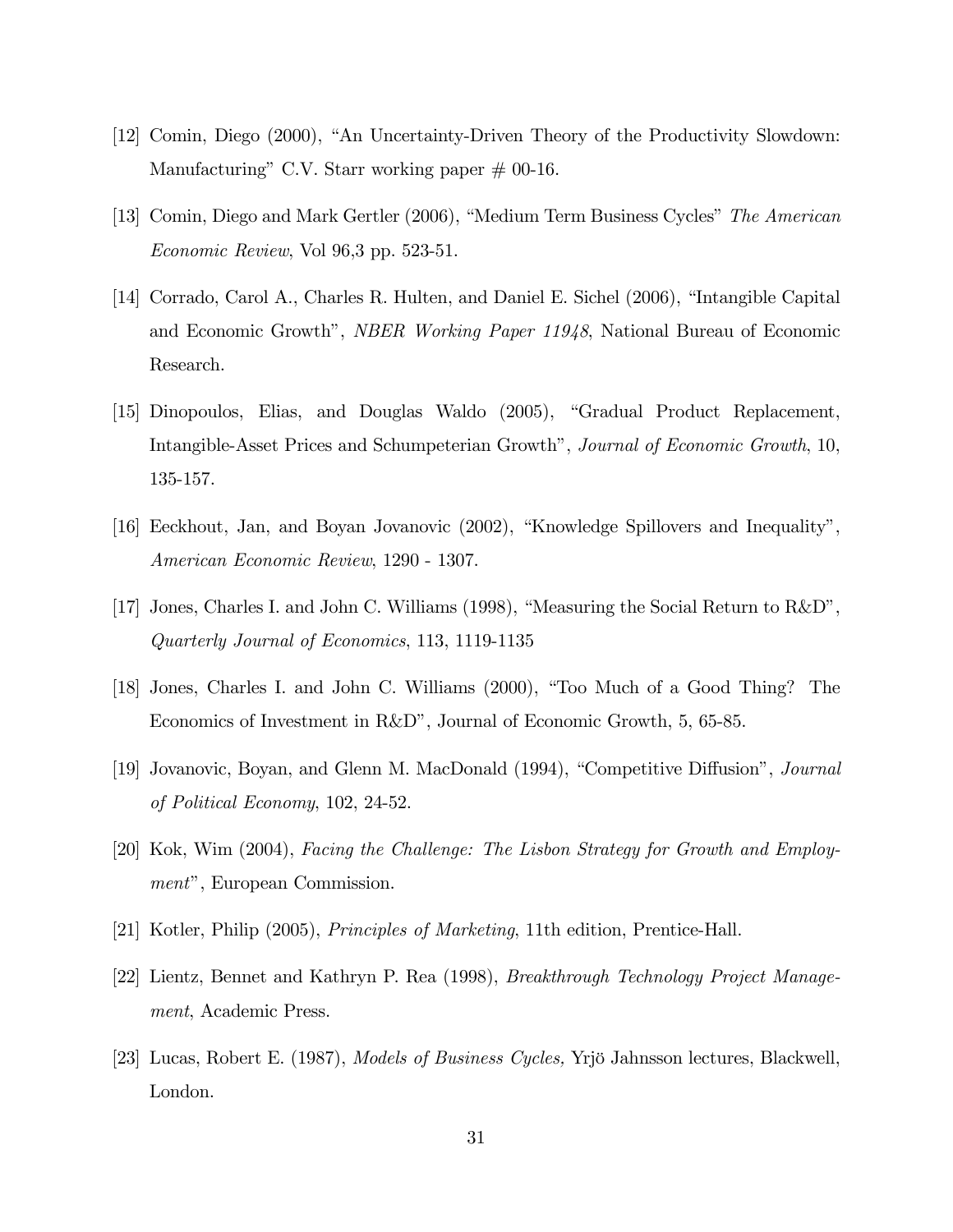[12] Comin, Diego (2000), "An Uncertainty-Driven Theory of the Productivity Slowdown: Manufacturing" C.V. Starr working paper # 00-16.

[13] Comin, Diego and Mark Gertler (2006), "Medium Term Business Cycles" *The American Economic Review*, Vol 96,3 pp. 523-51.

[14] Corrado, Carol A., Charles R. Hulten, and Daniel E. Sichel (2006), "Intangible Capital and Economic Growth", *NBER Working Paper 11948*, National Bureau of Economic Research.

[15] Dinopoulos, Elias, and Douglas Waldo (2005), "Gradual Product Replacement, Intangible-Asset Prices and Schumpeterian Growth", *Journal of Economic Growth*, 10, 135-157.

[16] Eeckhout, Jan, and Boyan Jovanovic (2002), "Knowledge Spillovers and Inequality", *American Economic Review*, 1290 - 1307.

[17] Jones, Charles I. and John C. Williams (1998), "Measuring the Social Return to R&D", *Quarterly Journal of Economics*, 113, 1119-1135

[18] Jones, Charles I. and John C. Williams (2000), "Too Much of a Good Thing? The Economics of Investment in R&D", Journal of Economic Growth, 5, 65-85.

[19] Jovanovic, Boyan, and Glenn M. MacDonald (1994), "Competitive Diffusion", *Journal of Political Economy*, 102, 24-52.

[20] Kok, Wim (2004), *Facing the Challenge: The Lisbon Strategy for Growth and Employment*", European Commission.

[21] Kotler, Philip (2005), *Principles of Marketing*, 11th edition, Prentice-Hall.

[22] Lientz, Bennet and Kathryn P. Rea (1998), *Breakthrough Technology Project Management*, Academic Press.

[23] Lucas, Robert E. (1987), *Models of Business Cycles*, Yrjö Jahnsson lectures, Blackwell, London.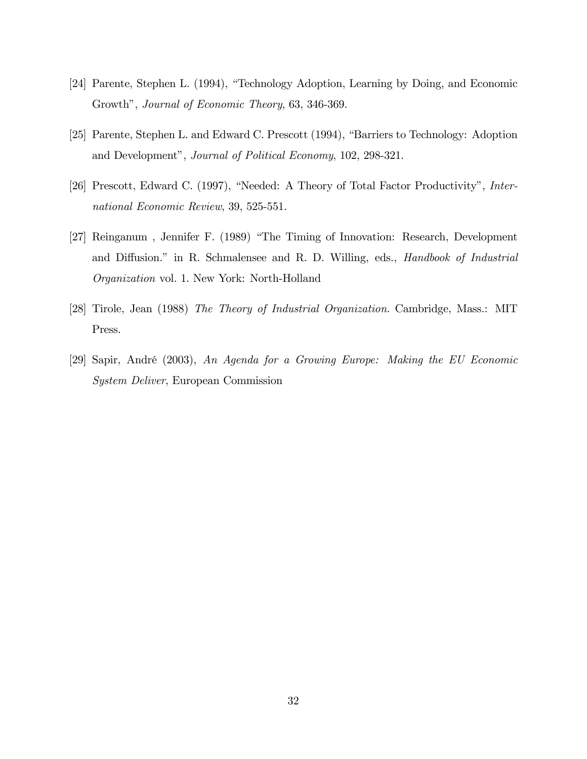[24] Parente, Stephen L. (1994), "Technology Adoption, Learning by Doing, and Economic Growth", *Journal of Economic Theory*, 63, 346-369.

[25] Parente, Stephen L. and Edward C. Prescott (1994), "Barriers to Technology: Adoption and Development", *Journal of Political Economy*, 102, 298-321.

[26] Prescott, Edward C. (1997), "Needed: A Theory of Total Factor Productivity", *International Economic Review*, 39, 525-551.

[27] Reinganum , Jennifer F. (1989) "The Timing of Innovation: Research, Development and Diffusion." in R. Schmalensee and R. D. Willing, eds., *Handbook of Industrial Organization* vol. 1. New York: North-Holland

[28] Tirole, Jean (1988) *The Theory of Industrial Organization.* Cambridge, Mass.: MIT Press.

[29] Sapir, André (2003), *An Agenda for a Growing Europe: Making the EU Economic System Deliver*, European Commission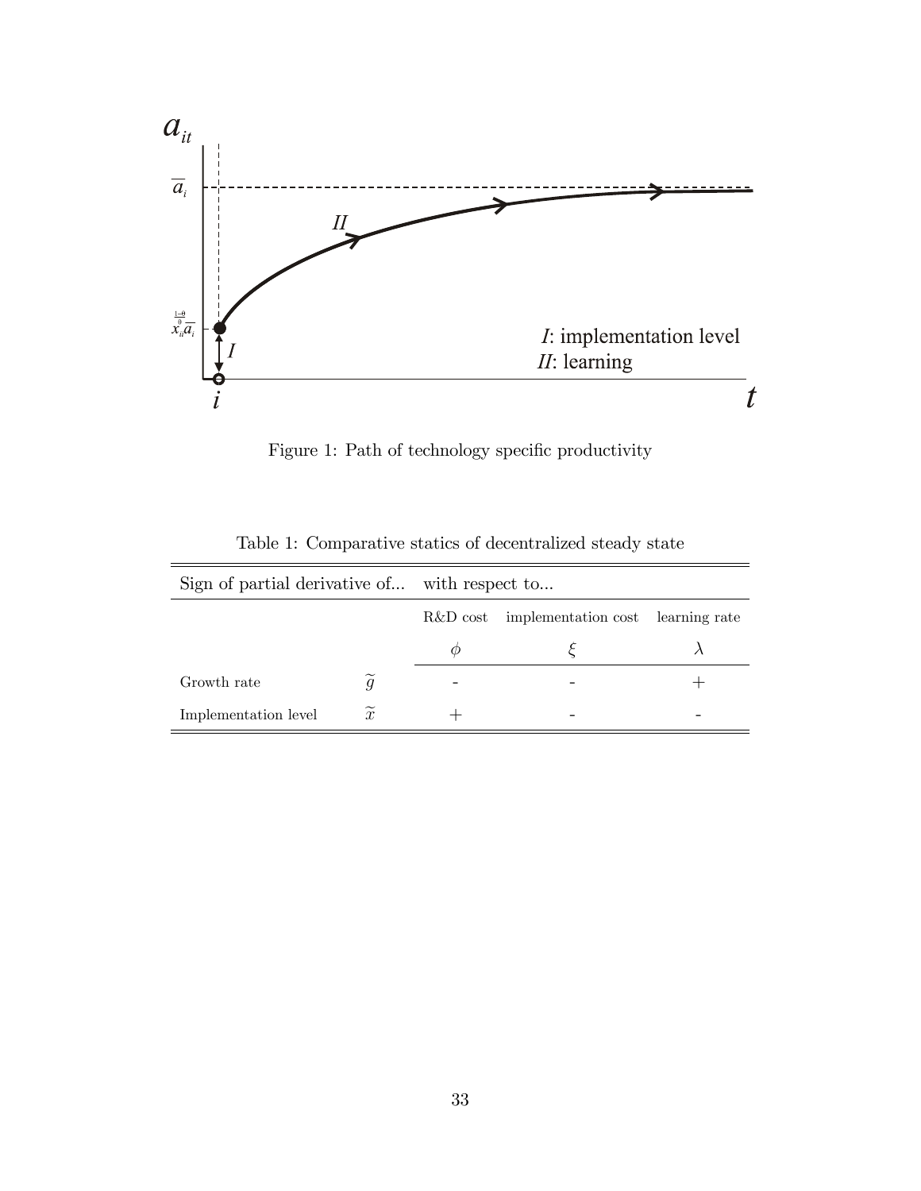Figure 1: Path of technology specific productivity

Table 1: Comparative statics of decentralized steady state

| Sign of partial derivative of... | | with respect to... | | |
|---|---|---|---|---|
| | | R&D cost | implementation cost | learning rate |
| | | $\phi$ | $\xi$ | $\lambda$ |
| Growth rate | $\widetilde{g}$ | - | - | + |
| Implementation level | $\widetilde{x}$ | + | - | - |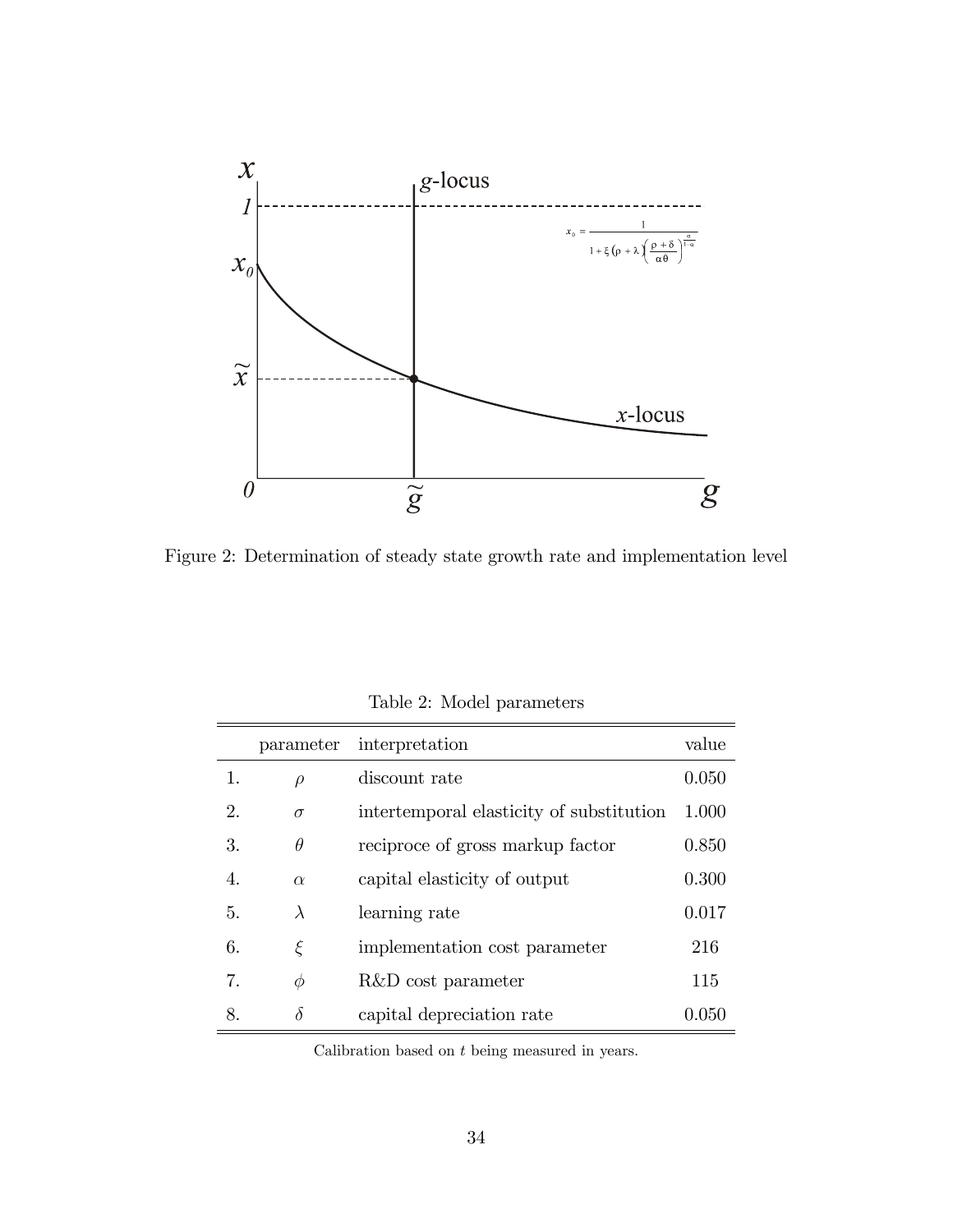Figure 2: Determination of steady state growth rate and implementation level

Table 2: Model parameters

| | parameter | interpretation | value |
|---|---|---|---|
| 1. | $\rho$ | discount rate | 0.050 |
| 2. | $\sigma$ | intertemporal elasticity of substitution | 1.000 |
| 3. | $\theta$ | reciproce of gross markup factor | 0.850 |
| 4. | $\alpha$ | capital elasticity of output | 0.300 |
| 5. | $\lambda$ | learning rate | 0.017 |
| 6. | $\xi$ | implementation cost parameter | 216 |
| 7. | $\phi$ | R&D cost parameter | 115 |
| 8. | $\delta$ | capital depreciation rate | 0.050 |

Calibration based on $t$ being measured in years.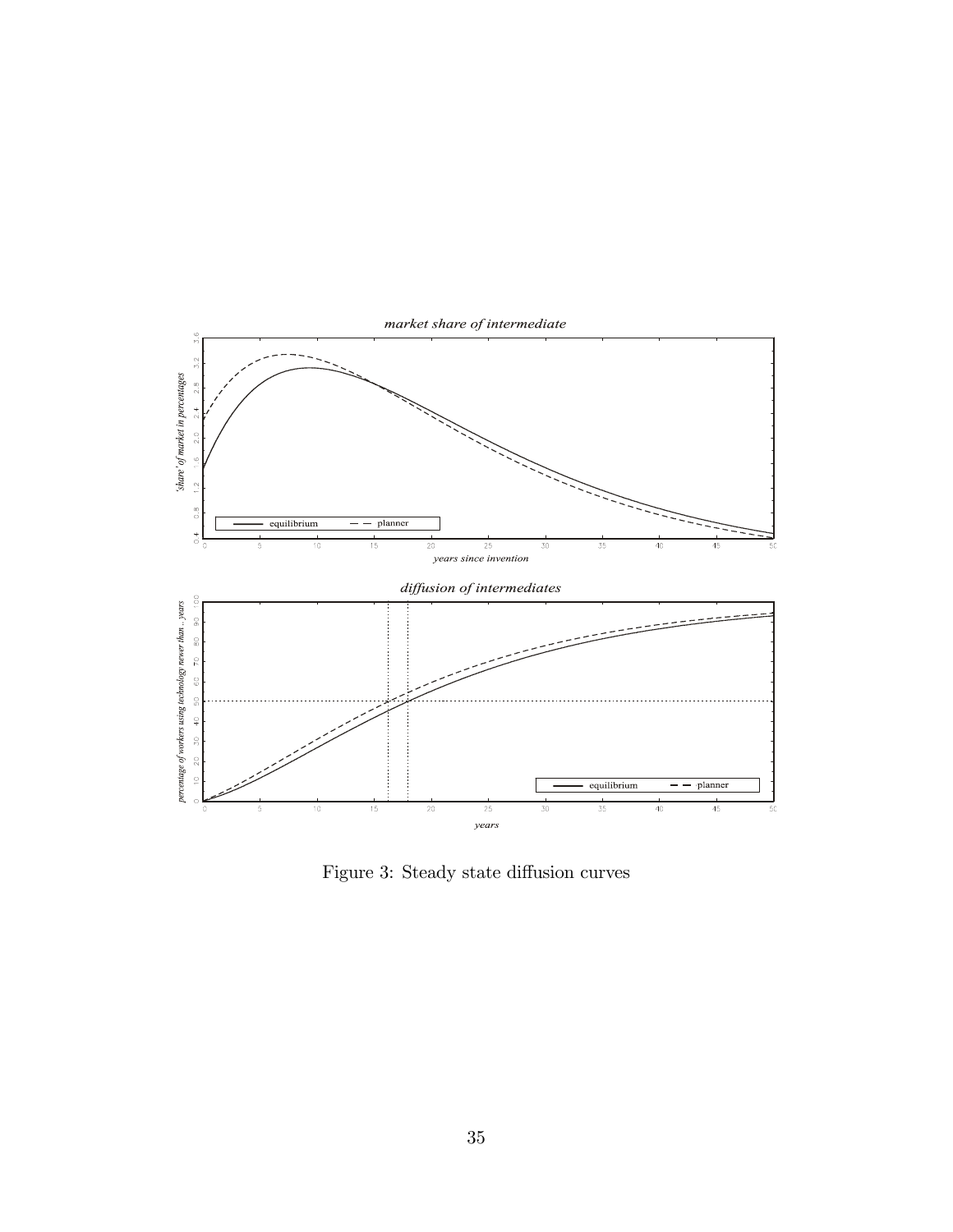Figure 3: Steady state diffusion curves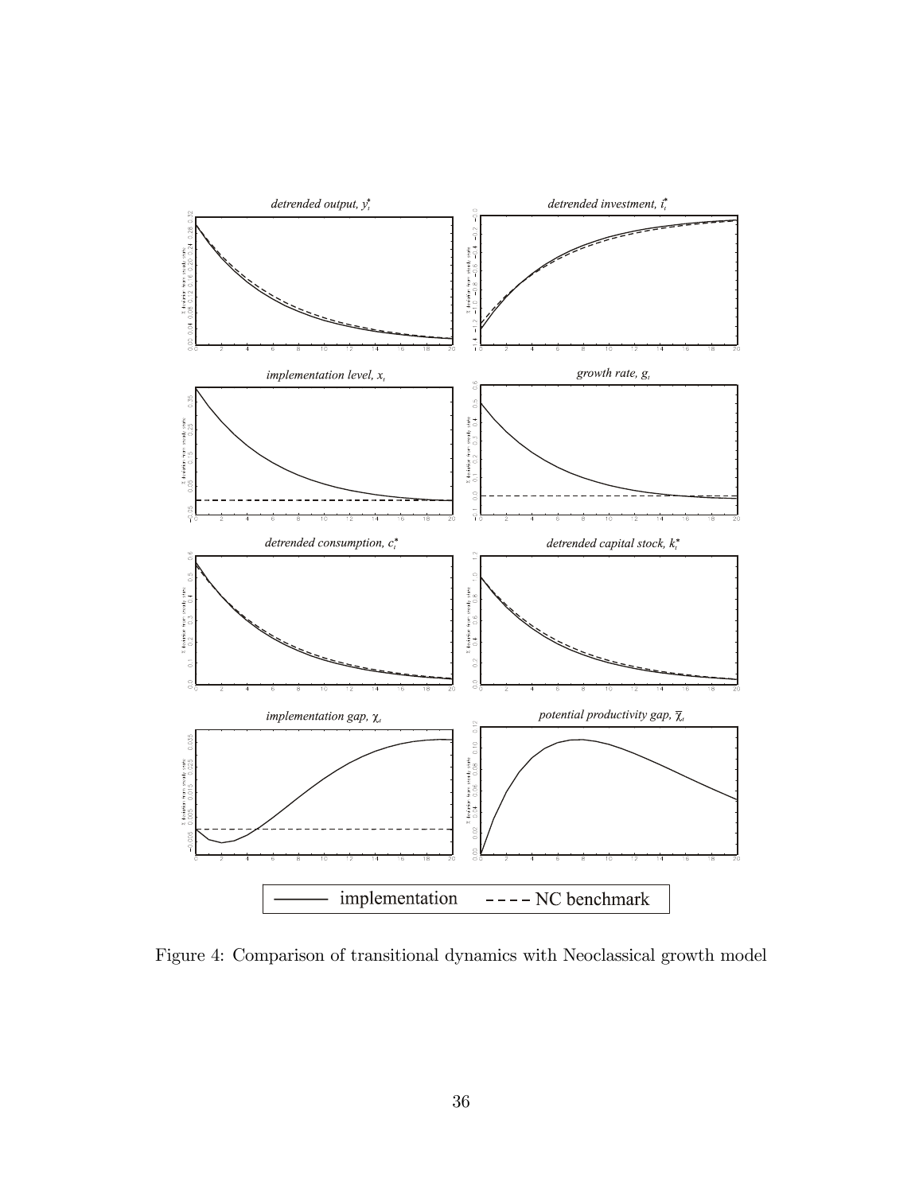Figure 4: Comparison of transitional dynamics with Neoclassical growth model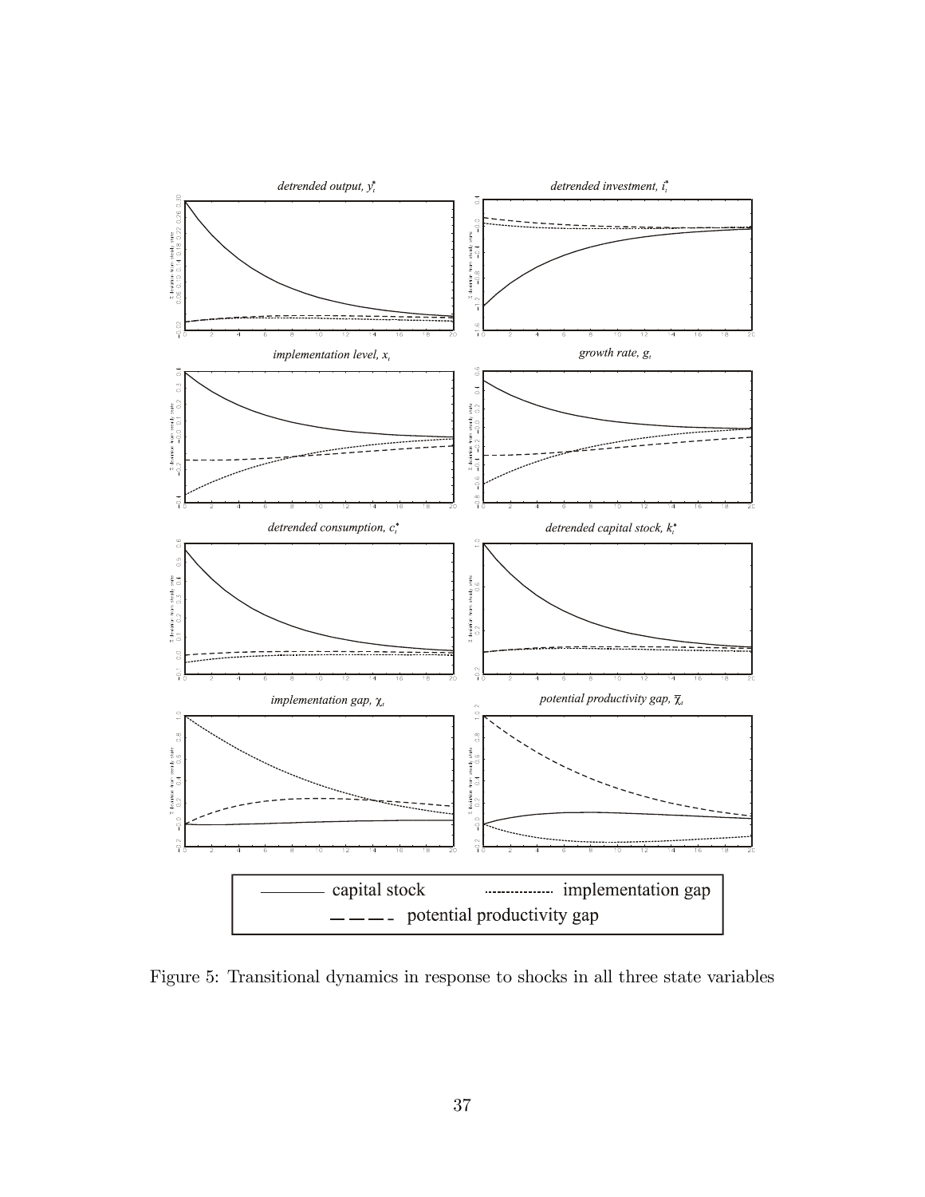Figure 5: Transitional dynamics in response to shocks in all three state variables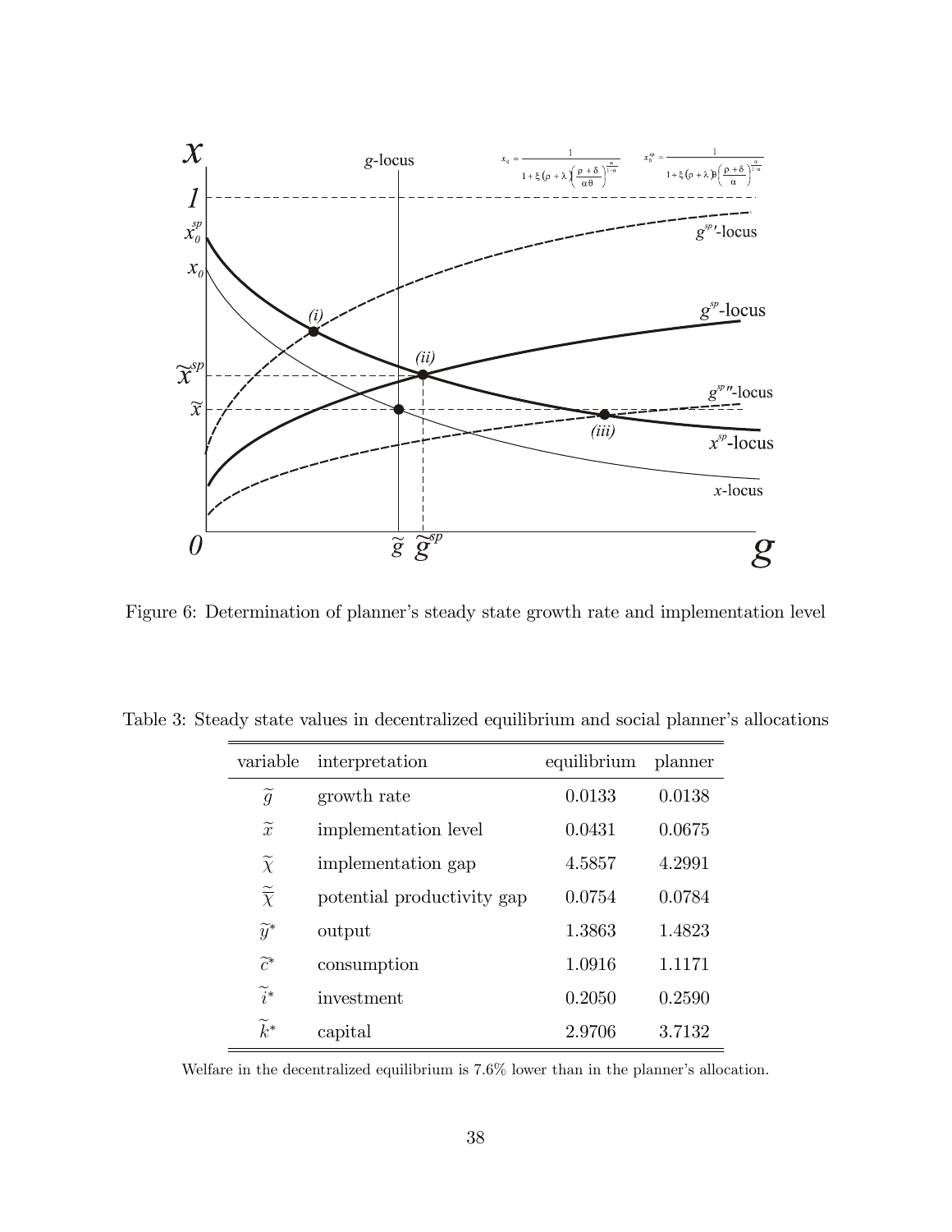$x$

$g$-locus

$$x_0 = \frac{1}{1+\xi(\rho+\lambda)\left(\frac{\rho+\delta}{\alpha\theta}\right)^{\frac{\alpha}{1-\alpha}}}$$

$$x_0^{sp} = \frac{1}{1+\xi(\rho+\lambda)\theta\left(\frac{\rho+\delta}{\alpha}\right)^{\frac{\alpha}{1-\alpha}}}$$

$1$

$x_0^{sp}$

$g^{sp}{}'$-locus

$x_0$

(i)

$g^{sp}$-locus

(ii)

$\widetilde{x}^{sp}$

$g^{sp}{}''$-locus

$\widetilde{x}$

(iii)

$x^{sp}$-locus

$x$-locus

$0$

$\widetilde{g}$ $\widetilde{g}^{sp}$

$g$

Figure 6: Determination of planner's steady state growth rate and implementation level

Table 3: Steady state values in decentralized equilibrium and social planner's allocations

| variable | interpretation | equilibrium | planner |
|---|---|---|---|
| $\widetilde{g}$ | growth rate | 0.0133 | 0.0138 |
| $\widetilde{x}$ | implementation level | 0.0431 | 0.0675 |
| $\widetilde{\chi}$ | implementation gap | 4.5857 | 4.2991 |
| $\widetilde{\widetilde{\chi}}$ | potential productivity gap | 0.0754 | 0.0784 |
| $\widetilde{y}^*$ | output | 1.3863 | 1.4823 |
| $\widetilde{c}^*$ | consumption | 1.0916 | 1.1171 |
| $\widetilde{i}^*$ | investment | 0.2050 | 0.2590 |
| $\widetilde{k}^*$ | capital | 2.9706 | 3.7132 |

Welfare in the decentralized equilibrium is 7.6% lower than in the planner's allocation.